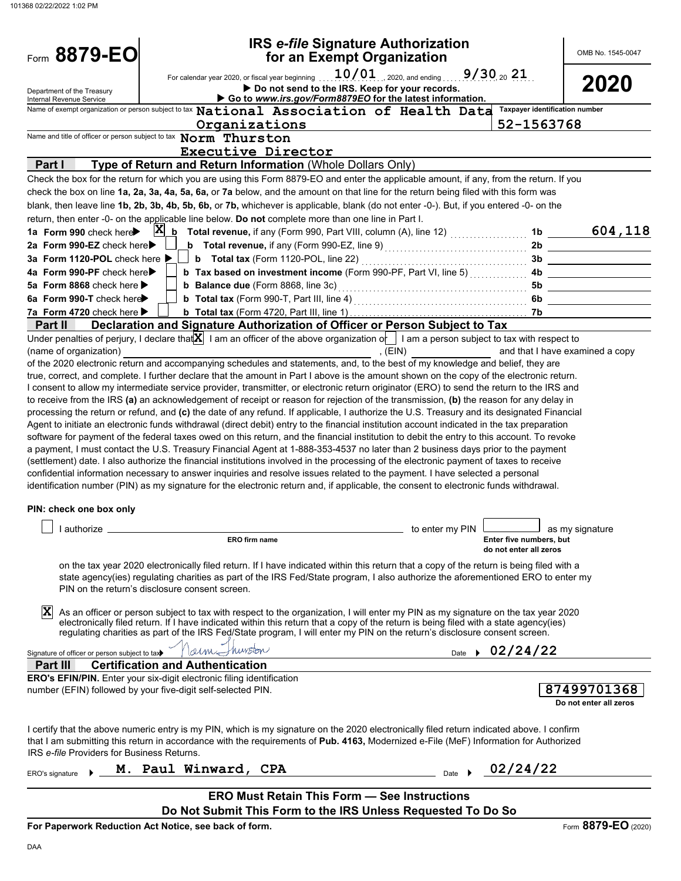# Form 8879-EO

## IRS *e-file* Signature Authorization for an Exempt Organization

OMB No. 1545-0047

**2020**

For calendar year 2020, or fiscal year beginning 10/01, 2020, and ending 9/30, 20 21

▶ Do not send to the IRS. Keep for your records.

▶ Go to *www.irs.gov/Form8879EO* for the latest information.

Department of the Treasury
Internal Revenue Service

Name of exempt organization or person subject to tax: **National Association of Health Data Organizations**

Taxpayer identification number: **52-1563768**

Name and title of officer or person subject to tax: **Norm Thurston, Executive Director**

### Part I — Type of Return and Return Information (Whole Dollars Only)

Check the box for the return for which you are using this Form 8879-EO and enter the applicable amount, if any, from the return. If you check the box on line **1a, 2a, 3a, 4a, 5a, 6a,** or **7a** below, and the amount on that line for the return being filed with this form was blank, then leave line **1b, 2b, 3b, 4b, 5b, 6b,** or **7b**, whichever is applicable, blank (do not enter -0-). But, if you entered -0- on the return, then enter -0- on the applicable line below. **Do not** complete more than one line in Part I.

| Line | Form | Check | Description | Line | Amount |
|---|---|---|---|---|---|
| 1a | Form 990 check here ▶ | X | b **Total revenue,** if any (Form 990, Part VIII, column (A), line 12) | 1b | 604,118 |
| 2a | Form 990-EZ check here ▶ | | b **Total revenue,** if any (Form 990-EZ, line 9) | 2b | |
| 3a | Form 1120-POL check here ▶ | | b **Total tax** (Form 1120-POL, line 22) | 3b | |
| 4a | Form 990-PF check here ▶ | | b **Tax based on investment income** (Form 990-PF, Part VI, line 5) | 4b | |
| 5a | Form 8868 check here ▶ | | b **Balance due** (Form 8868, line 3c) | 5b | |
| 6a | Form 990-T check here ▶ | | b **Total tax** (Form 990-T, Part III, line 4) | 6b | |
| 7a | Form 4720 check here ▶ | | b **Total tax** (Form 4720, Part III, line 1) | 7b | |

### Part II — Declaration and Signature Authorization of Officer or Person Subject to Tax

Under penalties of perjury, I declare that [X] I am an officer of the above organization or [ ] I am a person subject to tax with respect to (name of organization) ____________, (EIN) ____________ and that I have examined a copy of the 2020 electronic return and accompanying schedules and statements, and, to the best of my knowledge and belief, they are true, correct, and complete. I further declare that the amount in Part I above is the amount shown on the copy of the electronic return. I consent to allow my intermediate service provider, transmitter, or electronic return originator (ERO) to send the return to the IRS and to receive from the IRS **(a)** an acknowledgement of receipt or reason for rejection of the transmission, **(b)** the reason for any delay in processing the return or refund, and **(c)** the date of any refund. If applicable, I authorize the U.S. Treasury and its designated Financial Agent to initiate an electronic funds withdrawal (direct debit) entry to the financial institution account indicated in the tax preparation software for payment of the federal taxes owed on this return, and the financial institution to debit the entry to this account. To revoke a payment, I must contact the U.S. Treasury Financial Agent at 1-888-353-4537 no later than 2 business days prior to the payment (settlement) date. I also authorize the financial institutions involved in the processing of the electronic payment of taxes to receive confidential information necessary to answer inquiries and resolve issues related to the payment. I have selected a personal identification number (PIN) as my signature for the electronic return and, if applicable, the consent to electronic funds withdrawal.

**PIN: check one box only**

[ ] I authorize ____________ (ERO firm name) to enter my PIN ______ (Enter five numbers, but do not enter all zeros) as my signature on the tax year 2020 electronically filed return. If I have indicated within this return that a copy of the return is being filed with a state agency(ies) regulating charities as part of the IRS Fed/State program, I also authorize the aforementioned ERO to enter my PIN on the return's disclosure consent screen.

[X] As an officer or person subject to tax with respect to the organization, I will enter my PIN as my signature on the tax year 2020 electronically filed return. If I have indicated within this return that a copy of the return is being filed with a state agency(ies) regulating charities as part of the IRS Fed/State program, I will enter my PIN on the return's disclosure consent screen.

Signature of officer or person subject to tax ▶ Norm Thurston    Date ▶ 02/24/22

### Part III — Certification and Authentication

**ERO's EFIN/PIN.** Enter your six-digit electronic filing identification number (EFIN) followed by your five-digit self-selected PIN.

**87499701368**
Do not enter all zeros

I certify that the above numeric entry is my PIN, which is my signature on the 2020 electronically filed return indicated above. I confirm that I am submitting this return in accordance with the requirements of **Pub. 4163,** Modernized e-File (MeF) Information for Authorized IRS *e-file* Providers for Business Returns.

ERO's signature ▶ **M. Paul Winward, CPA**    Date ▶ 02/24/22

**ERO Must Retain This Form — See Instructions**

**Do Not Submit This Form to the IRS Unless Requested To Do So**

**For Paperwork Reduction Act Notice, see back of form.**    Form **8879-EO** (2020)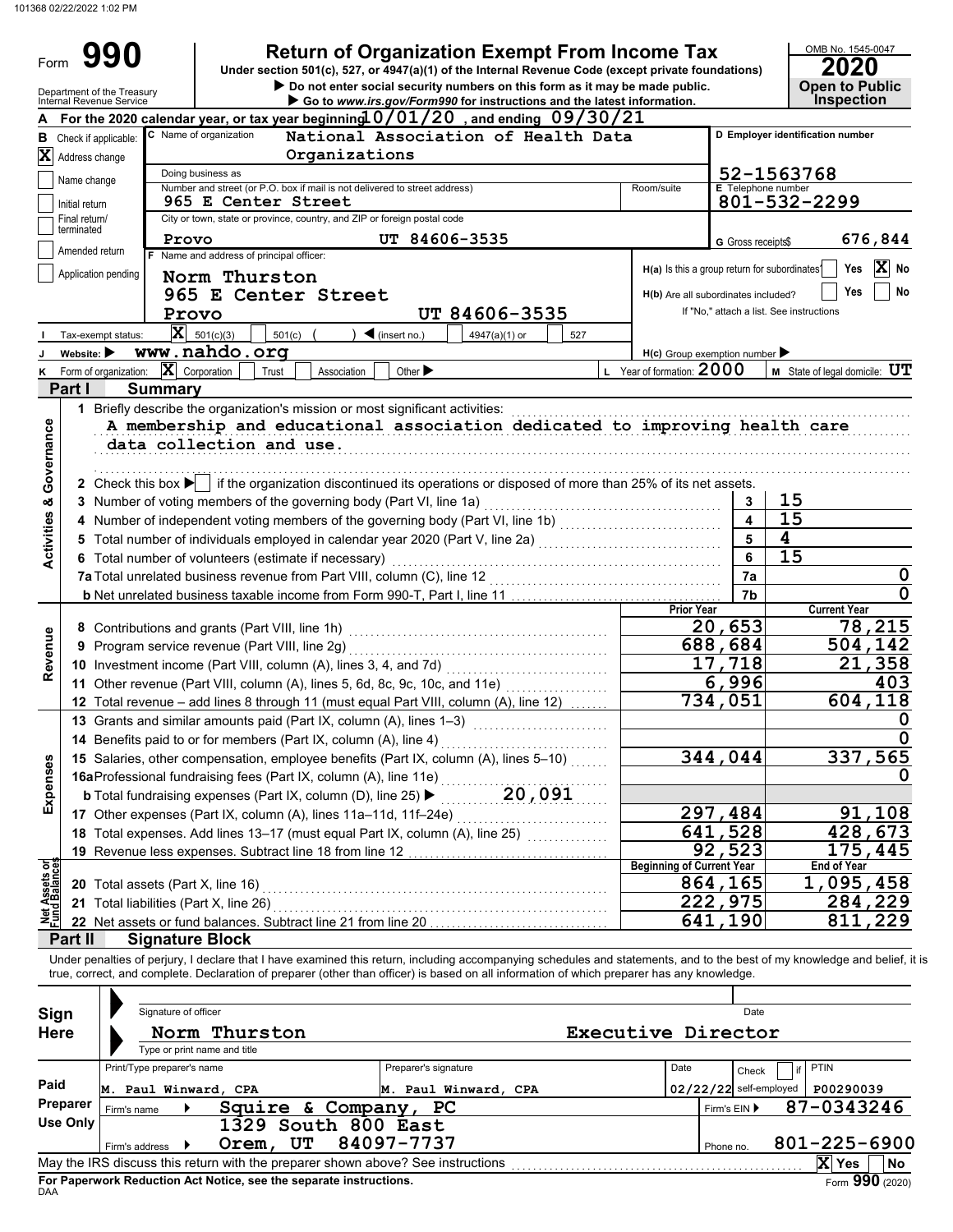101368 02/22/2022 1:02 PM

# Form 990 — Return of Organization Exempt From Income Tax

**Under section 501(c), 527, or 4947(a)(1) of the Internal Revenue Code (except private foundations)**

▶ Do not enter social security numbers on this form as it may be made public.

▶ Go to *www.irs.gov/Form990* for instructions and the latest information.

Department of the Treasury, Internal Revenue Service

OMB No. 1545-0047 | **2020** | **Open to Public Inspection**

**A** For the 2020 calendar year, or tax year beginning 10/01/20, and ending 09/30/21

**B** Check if applicable:
- [X] Address change
- [ ] Name change
- [ ] Initial return
- [ ] Final return/terminated
- [ ] Amended return
- [ ] Application pending

**C** Name of organization: National Association of Health Data Organizations

Doing business as:

Number and street (or P.O. box if mail is not delivered to street address): 965 E Center Street | Room/suite:

City or town, state or province, country, and ZIP or foreign postal code: Provo UT 84606-3535

**D** Employer identification number: 52-1563768

**E** Telephone number: 801-532-2299

**G** Gross receipts $ 676,844

**F** Name and address of principal officer: Norm Thurston, 965 E Center Street, Provo UT 84606-3535

**H(a)** Is this a group return for subordinates? [ ] Yes [X] No

**H(b)** Are all subordinates included? [ ] Yes [ ] No — If "No," attach a list. See instructions

**H(c)** Group exemption number ▶

**I** Tax-exempt status: [X] 501(c)(3) [ ] 501(c) ( ) ◀ (insert no.) [ ] 4947(a)(1) or [ ] 527

**J** Website: ▶ www.nahdo.org

**K** Form of organization: [X] Corporation [ ] Trust [ ] Association [ ] Other ▶

**L** Year of formation: 2000

**M** State of legal domicile: UT

## Part I Summary

### Activities & Governance

1 Briefly describe the organization's mission or most significant activities:
A membership and educational association dedicated to improving health care data collection and use.

2 Check this box ▶ [ ] if the organization discontinued its operations or disposed of more than 25% of its net assets.

| | | | |
|---|---|---|---|
| 3 | Number of voting members of the governing body (Part VI, line 1a) | 3 | 15 |
| 4 | Number of independent voting members of the governing body (Part VI, line 1b) | 4 | 15 |
| 5 | Total number of individuals employed in calendar year 2020 (Part V, line 2a) | 5 | 4 |
| 6 | Total number of volunteers (estimate if necessary) | 6 | 15 |
| 7a | Total unrelated business revenue from Part VIII, column (C), line 12 | 7a | 0 |
| b | Net unrelated business taxable income from Form 990-T, Part I, line 11 | 7b | 0 |

### Revenue / Expenses

| | | Prior Year | Current Year |
|---|---|---|---|
| 8 | Contributions and grants (Part VIII, line 1h) | 20,653 | 78,215 |
| 9 | Program service revenue (Part VIII, line 2g) | 688,684 | 504,142 |
| 10 | Investment income (Part VIII, column (A), lines 3, 4, and 7d) | 17,718 | 21,358 |
| 11 | Other revenue (Part VIII, column (A), lines 5, 6d, 8c, 9c, 10c, and 11e) | 6,996 | 403 |
| 12 | Total revenue – add lines 8 through 11 (must equal Part VIII, column (A), line 12) | 734,051 | 604,118 |
| 13 | Grants and similar amounts paid (Part IX, column (A), lines 1–3) | | 0 |
| 14 | Benefits paid to or for members (Part IX, column (A), line 4) | | 0 |
| 15 | Salaries, other compensation, employee benefits (Part IX, column (A), lines 5–10) | 344,044 | 337,565 |
| 16a | Professional fundraising fees (Part IX, column (A), line 11e) | | 0 |
| b | Total fundraising expenses (Part IX, column (D), line 25) ▶ 20,091 | | |
| 17 | Other expenses (Part IX, column (A), lines 11a–11d, 11f–24e) | 297,484 | 91,108 |
| 18 | Total expenses. Add lines 13–17 (must equal Part IX, column (A), line 25) | 641,528 | 428,673 |
| 19 | Revenue less expenses. Subtract line 18 from line 12 | 92,523 | 175,445 |

### Net Assets or Fund Balances

| | | Beginning of Current Year | End of Year |
|---|---|---|---|
| 20 | Total assets (Part X, line 16) | 864,165 | 1,095,458 |
| 21 | Total liabilities (Part X, line 26) | 222,975 | 284,229 |
| 22 | Net assets or fund balances. Subtract line 21 from line 20 | 641,190 | 811,229 |

## Part II Signature Block

Under penalties of perjury, I declare that I have examined this return, including accompanying schedules and statements, and to the best of my knowledge and belief, it is true, correct, and complete. Declaration of preparer (other than officer) is based on all information of which preparer has any knowledge.

**Sign Here**

Signature of officer | Date

Norm Thurston, Executive Director

Type or print name and title

**Paid Preparer Use Only**

| Print/Type preparer's name | Preparer's signature | Date | Check [ ] if self-employed | PTIN |
|---|---|---|---|---|
| M. Paul Winward, CPA | M. Paul Winward, CPA | 02/22/22 | | P00290039 |

Firm's name ▶ Squire & Company, PC | Firm's EIN ▶ 87-0343246

Firm's address ▶ 1329 South 800 East, Orem, UT 84097-7737 | Phone no. 801-225-6900

May the IRS discuss this return with the preparer shown above? See instructions [X] Yes [ ] No

**For Paperwork Reduction Act Notice, see the separate instructions.**

DAA | Form **990** (2020)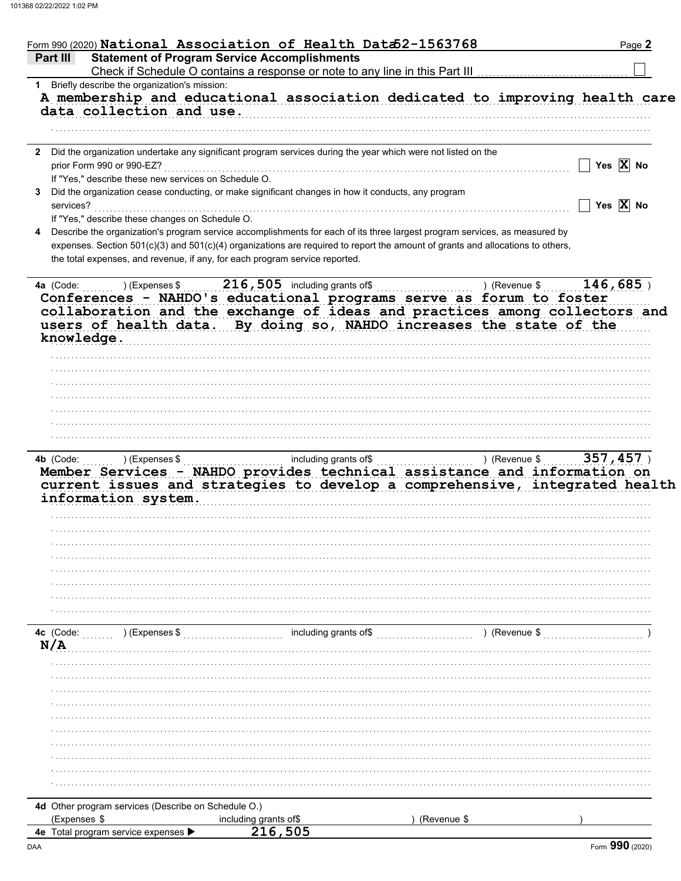Form 990 (2020) **National Association of Health Data 52-1563768** Page **2**

## Part III Statement of Program Service Accomplishments

Check if Schedule O contains a response or note to any line in this Part III ☐

**1** Briefly describe the organization's mission:

A membership and educational association dedicated to improving health care data collection and use.

**2** Did the organization undertake any significant program services during the year which were not listed on the prior Form 990 or 990-EZ? ☐ Yes ☒ No

If "Yes," describe these new services on Schedule O.

**3** Did the organization cease conducting, or make significant changes in how it conducts, any program services? ☐ Yes ☒ No

If "Yes," describe these changes on Schedule O.

**4** Describe the organization's program service accomplishments for each of its three largest program services, as measured by expenses. Section 501(c)(3) and 501(c)(4) organizations are required to report the amount of grants and allocations to others, the total expenses, and revenue, if any, for each program service reported.

**4a** (Code: ) (Expenses $ 216,505 including grants of$ ) (Revenue $ 146,685 )

Conferences - NAHDO's educational programs serve as forum to foster collaboration and the exchange of ideas and practices among collectors and users of health data. By doing so, NAHDO increases the state of the knowledge.

**4b** (Code: ) (Expenses $ including grants of$ ) (Revenue $ 357,457 )

Member Services - NAHDO provides technical assistance and information on current issues and strategies to develop a comprehensive, integrated health information system.

**4c** (Code: ) (Expenses $ including grants of$ ) (Revenue $ )

N/A

**4d** Other program services (Describe on Schedule O.)

(Expenses $ including grants of$ ) (Revenue $ )

**4e** Total program service expenses ▶ 216,505

DAA Form **990** (2020)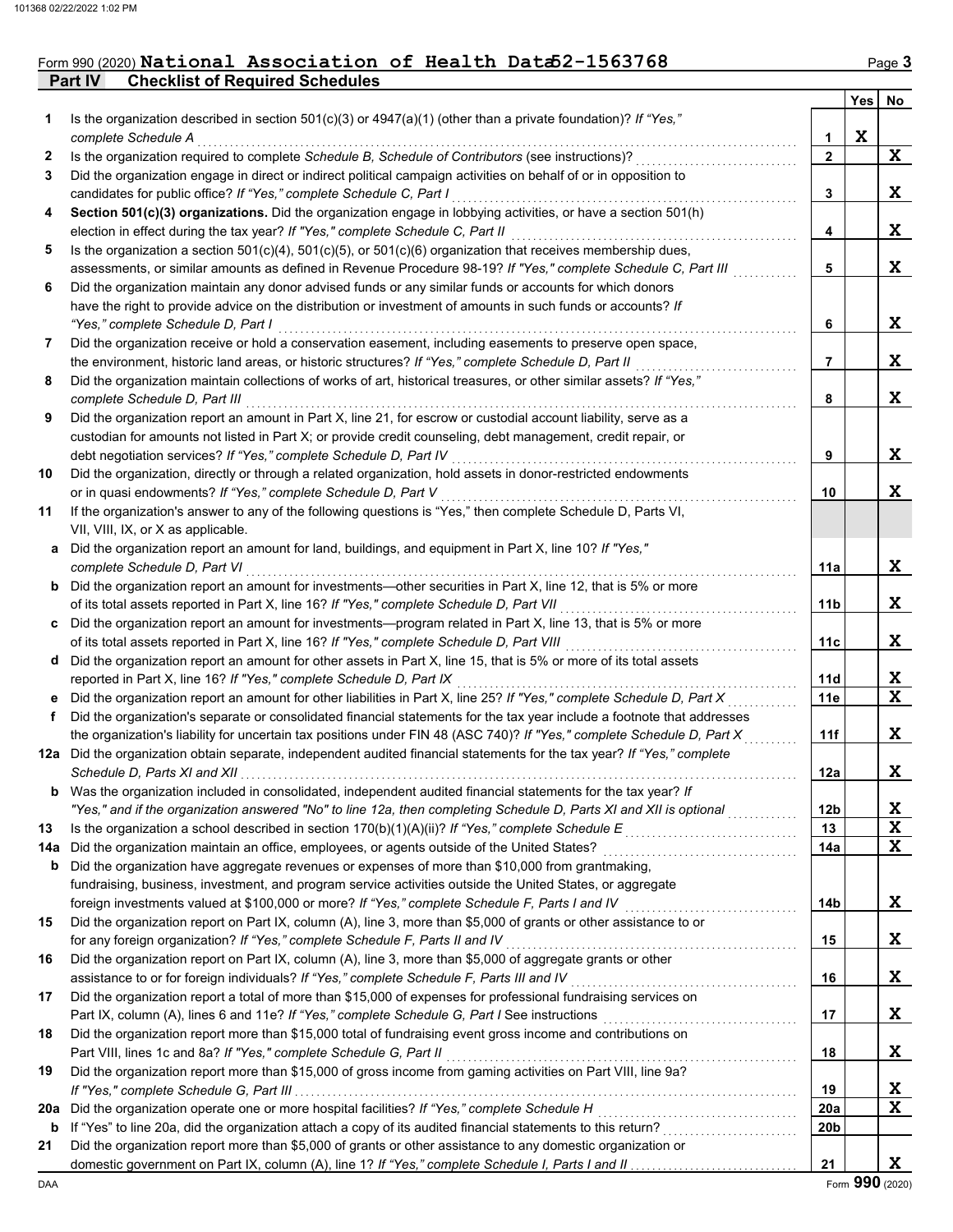Form 990 (2020) **National Association of Health Data 52-1563768**

## Part IV Checklist of Required Schedules

| | | | Yes | No |
|---|---|---|---|---|
| **1** | Is the organization described in section 501(c)(3) or 4947(a)(1) (other than a private foundation)? *If "Yes," complete Schedule A* | 1 | X | |
| **2** | Is the organization required to complete *Schedule B, Schedule of Contributors* (see instructions)? | 2 | | X |
| **3** | Did the organization engage in direct or indirect political campaign activities on behalf of or in opposition to candidates for public office? *If "Yes," complete Schedule C, Part I* | 3 | | X |
| **4** | **Section 501(c)(3) organizations.** Did the organization engage in lobbying activities, or have a section 501(h) election in effect during the tax year? *If "Yes," complete Schedule C, Part II* | 4 | | X |
| **5** | Is the organization a section 501(c)(4), 501(c)(5), or 501(c)(6) organization that receives membership dues, assessments, or similar amounts as defined in Revenue Procedure 98-19? *If "Yes," complete Schedule C, Part III* | 5 | | X |
| **6** | Did the organization maintain any donor advised funds or any similar funds or accounts for which donors have the right to provide advice on the distribution or investment of amounts in such funds or accounts? *If "Yes," complete Schedule D, Part I* | 6 | | X |
| **7** | Did the organization receive or hold a conservation easement, including easements to preserve open space, the environment, historic land areas, or historic structures? *If "Yes," complete Schedule D, Part II* | 7 | | X |
| **8** | Did the organization maintain collections of works of art, historical treasures, or other similar assets? *If "Yes," complete Schedule D, Part III* | 8 | | X |
| **9** | Did the organization report an amount in Part X, line 21, for escrow or custodial account liability, serve as a custodian for amounts not listed in Part X; or provide credit counseling, debt management, credit repair, or debt negotiation services? *If "Yes," complete Schedule D, Part IV* | 9 | | X |
| **10** | Did the organization, directly or through a related organization, hold assets in donor-restricted endowments or in quasi endowments? *If "Yes," complete Schedule D, Part V* | 10 | | X |
| **11** | If the organization's answer to any of the following questions is "Yes," then complete Schedule D, Parts VI, VII, VIII, IX, or X as applicable. | | | |
| **a** | Did the organization report an amount for land, buildings, and equipment in Part X, line 10? *If "Yes," complete Schedule D, Part VI* | 11a | | X |
| **b** | Did the organization report an amount for investments—other securities in Part X, line 12, that is 5% or more of its total assets reported in Part X, line 16? *If "Yes," complete Schedule D, Part VII* | 11b | | X |
| **c** | Did the organization report an amount for investments—program related in Part X, line 13, that is 5% or more of its total assets reported in Part X, line 16? *If "Yes," complete Schedule D, Part VIII* | 11c | | X |
| **d** | Did the organization report an amount for other assets in Part X, line 15, that is 5% or more of its total assets reported in Part X, line 16? *If "Yes," complete Schedule D, Part IX* | 11d | | X |
| **e** | Did the organization report an amount for other liabilities in Part X, line 25? *If "Yes," complete Schedule D, Part X* | 11e | | X |
| **f** | Did the organization's separate or consolidated financial statements for the tax year include a footnote that addresses the organization's liability for uncertain tax positions under FIN 48 (ASC 740)? *If "Yes," complete Schedule D, Part X* | 11f | | X |
| **12a** | Did the organization obtain separate, independent audited financial statements for the tax year? *If "Yes," complete Schedule D, Parts XI and XII* | 12a | | X |
| **b** | Was the organization included in consolidated, independent audited financial statements for the tax year? *If "Yes," and if the organization answered "No" to line 12a, then completing Schedule D, Parts XI and XII is optional* | 12b | | X |
| **13** | Is the organization a school described in section 170(b)(1)(A)(ii)? *If "Yes," complete Schedule E* | 13 | | X |
| **14a** | Did the organization maintain an office, employees, or agents outside of the United States? | 14a | | X |
| **b** | Did the organization have aggregate revenues or expenses of more than $10,000 from grantmaking, fundraising, business, investment, and program service activities outside the United States, or aggregate foreign investments valued at $100,000 or more? *If "Yes," complete Schedule F, Parts I and IV* | 14b | | X |
| **15** | Did the organization report on Part IX, column (A), line 3, more than $5,000 of grants or other assistance to or for any foreign organization? *If "Yes," complete Schedule F, Parts II and IV* | 15 | | X |
| **16** | Did the organization report on Part IX, column (A), line 3, more than $5,000 of aggregate grants or other assistance to or for foreign individuals? *If "Yes," complete Schedule F, Parts III and IV* | 16 | | X |
| **17** | Did the organization report a total of more than $15,000 of expenses for professional fundraising services on Part IX, column (A), lines 6 and 11e? *If "Yes," complete Schedule G, Part I* See instructions | 17 | | X |
| **18** | Did the organization report more than $15,000 total of fundraising event gross income and contributions on Part VIII, lines 1c and 8a? *If "Yes," complete Schedule G, Part II* | 18 | | X |
| **19** | Did the organization report more than $15,000 of gross income from gaming activities on Part VIII, line 9a? *If "Yes," complete Schedule G, Part III* | 19 | | X |
| **20a** | Did the organization operate one or more hospital facilities? *If "Yes," complete Schedule H* | 20a | | X |
| **b** | If "Yes" to line 20a, did the organization attach a copy of its audited financial statements to this return? | 20b | | |
| **21** | Did the organization report more than $5,000 of grants or other assistance to any domestic organization or domestic government on Part IX, column (A), line 1? *If "Yes," complete Schedule I, Parts I and II* | 21 | | X |

Form **990** (2020)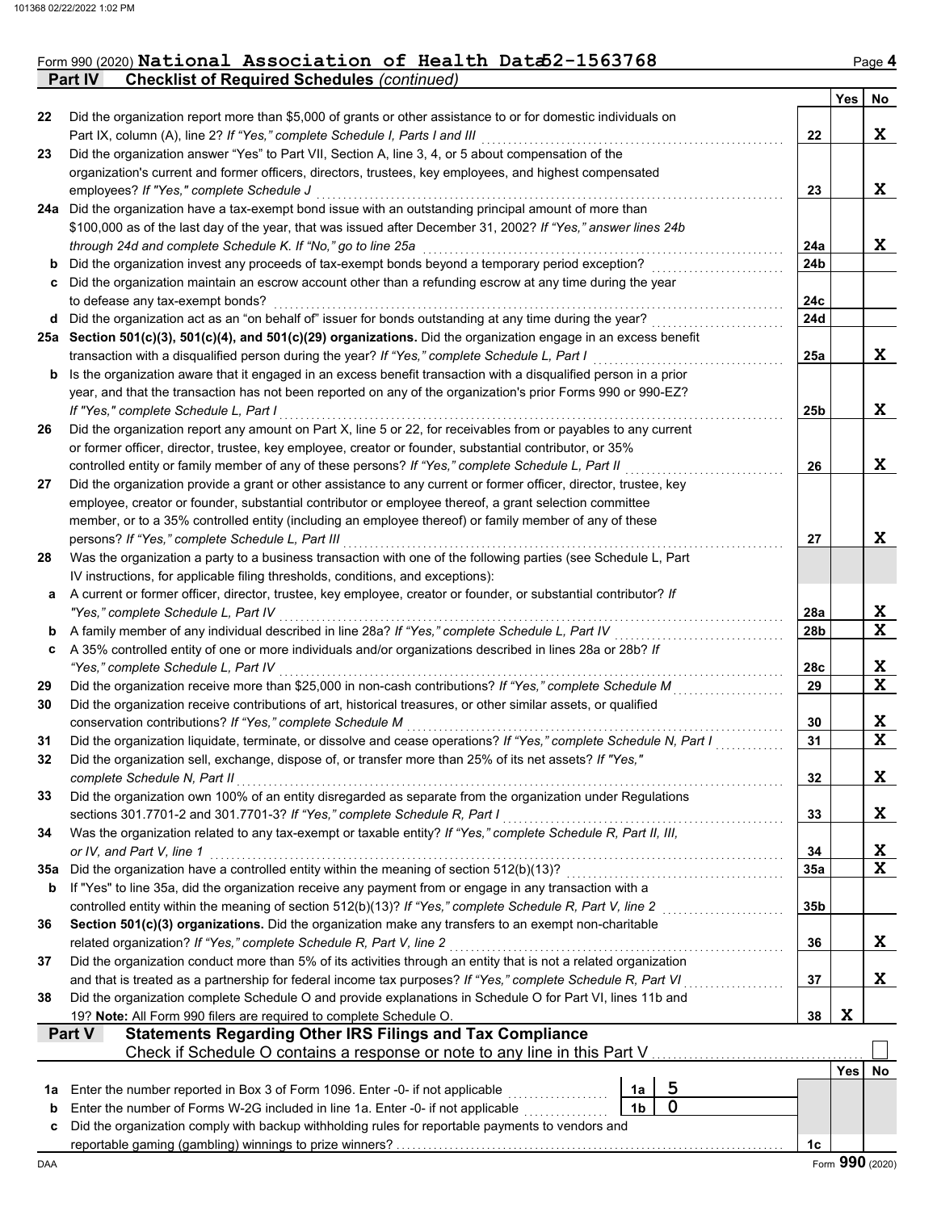Form 990 (2020) **National Association of Health Data 52-1563768** Page 4

## Part IV Checklist of Required Schedules *(continued)*

| | | | Yes | No |
|---|---|---|---|---|
| 22 | Did the organization report more than $5,000 of grants or other assistance to or for domestic individuals on Part IX, column (A), line 2? *If "Yes," complete Schedule I, Parts I and III* | 22 | | X |
| 23 | Did the organization answer "Yes" to Part VII, Section A, line 3, 4, or 5 about compensation of the organization's current and former officers, directors, trustees, key employees, and highest compensated employees? *If "Yes," complete Schedule J* | 23 | | X |
| 24a | Did the organization have a tax-exempt bond issue with an outstanding principal amount of more than $100,000 as of the last day of the year, that was issued after December 31, 2002? *If "Yes," answer lines 24b through 24d and complete Schedule K. If "No," go to line 25a* | 24a | | X |
| b | Did the organization invest any proceeds of tax-exempt bonds beyond a temporary period exception? | 24b | | |
| c | Did the organization maintain an escrow account other than a refunding escrow at any time during the year to defease any tax-exempt bonds? | 24c | | |
| d | Did the organization act as an "on behalf of" issuer for bonds outstanding at any time during the year? | 24d | | |
| 25a | **Section 501(c)(3), 501(c)(4), and 501(c)(29) organizations.** Did the organization engage in an excess benefit transaction with a disqualified person during the year? *If "Yes," complete Schedule L, Part I* | 25a | | X |
| b | Is the organization aware that it engaged in an excess benefit transaction with a disqualified person in a prior year, and that the transaction has not been reported on any of the organization's prior Forms 990 or 990-EZ? *If "Yes," complete Schedule L, Part I* | 25b | | X |
| 26 | Did the organization report any amount on Part X, line 5 or 22, for receivables from or payables to any current or former officer, director, trustee, key employee, creator or founder, substantial contributor, or 35% controlled entity or family member of any of these persons? *If "Yes," complete Schedule L, Part II* | 26 | | X |
| 27 | Did the organization provide a grant or other assistance to any current or former officer, director, trustee, key employee, creator or founder, substantial contributor or employee thereof, a grant selection committee member, or to a 35% controlled entity (including an employee thereof) or family member of any of these persons? *If "Yes," complete Schedule L, Part III* | 27 | | X |
| 28 | Was the organization a party to a business transaction with one of the following parties (see Schedule L, Part IV instructions, for applicable filing thresholds, conditions, and exceptions): | | | |
| a | A current or former officer, director, trustee, key employee, creator or founder, or substantial contributor? *If "Yes," complete Schedule L, Part IV* | 28a | | X |
| b | A family member of any individual described in line 28a? *If "Yes," complete Schedule L, Part IV* | 28b | | X |
| c | A 35% controlled entity of one or more individuals and/or organizations described in lines 28a or 28b? *If "Yes," complete Schedule L, Part IV* | 28c | | X |
| 29 | Did the organization receive more than $25,000 in non-cash contributions? *If "Yes," complete Schedule M* | 29 | | X |
| 30 | Did the organization receive contributions of art, historical treasures, or other similar assets, or qualified conservation contributions? *If "Yes," complete Schedule M* | 30 | | X |
| 31 | Did the organization liquidate, terminate, or dissolve and cease operations? *If "Yes," complete Schedule N, Part I* | 31 | | X |
| 32 | Did the organization sell, exchange, dispose of, or transfer more than 25% of its net assets? *If "Yes," complete Schedule N, Part II* | 32 | | X |
| 33 | Did the organization own 100% of an entity disregarded as separate from the organization under Regulations sections 301.7701-2 and 301.7701-3? *If "Yes," complete Schedule R, Part I* | 33 | | X |
| 34 | Was the organization related to any tax-exempt or taxable entity? *If "Yes," complete Schedule R, Part II, III, or IV, and Part V, line 1* | 34 | | X |
| 35a | Did the organization have a controlled entity within the meaning of section 512(b)(13)? | 35a | | X |
| b | If "Yes" to line 35a, did the organization receive any payment from or engage in any transaction with a controlled entity within the meaning of section 512(b)(13)? *If "Yes," complete Schedule R, Part V, line 2* | 35b | | |
| 36 | **Section 501(c)(3) organizations.** Did the organization make any transfers to an exempt non-charitable related organization? *If "Yes," complete Schedule R, Part V, line 2* | 36 | | X |
| 37 | Did the organization conduct more than 5% of its activities through an entity that is not a related organization and that is treated as a partnership for federal income tax purposes? *If "Yes," complete Schedule R, Part VI* | 37 | | X |
| 38 | Did the organization complete Schedule O and provide explanations in Schedule O for Part VI, lines 11b and 19? **Note:** All Form 990 filers are required to complete Schedule O. | 38 | X | |

## Part V Statements Regarding Other IRS Filings and Tax Compliance

Check if Schedule O contains a response or note to any line in this Part V ☐

| | | | | | Yes | No |
|---|---|---|---|---|---|---|
| 1a | Enter the number reported in Box 3 of Form 1096. Enter -0- if not applicable | 1a | 5 | | | |
| b | Enter the number of Forms W-2G included in line 1a. Enter -0- if not applicable | 1b | 0 | | | |
| c | Did the organization comply with backup withholding rules for reportable payments to vendors and reportable gaming (gambling) winnings to prize winners? | | | 1c | | |

DAA Form **990** (2020)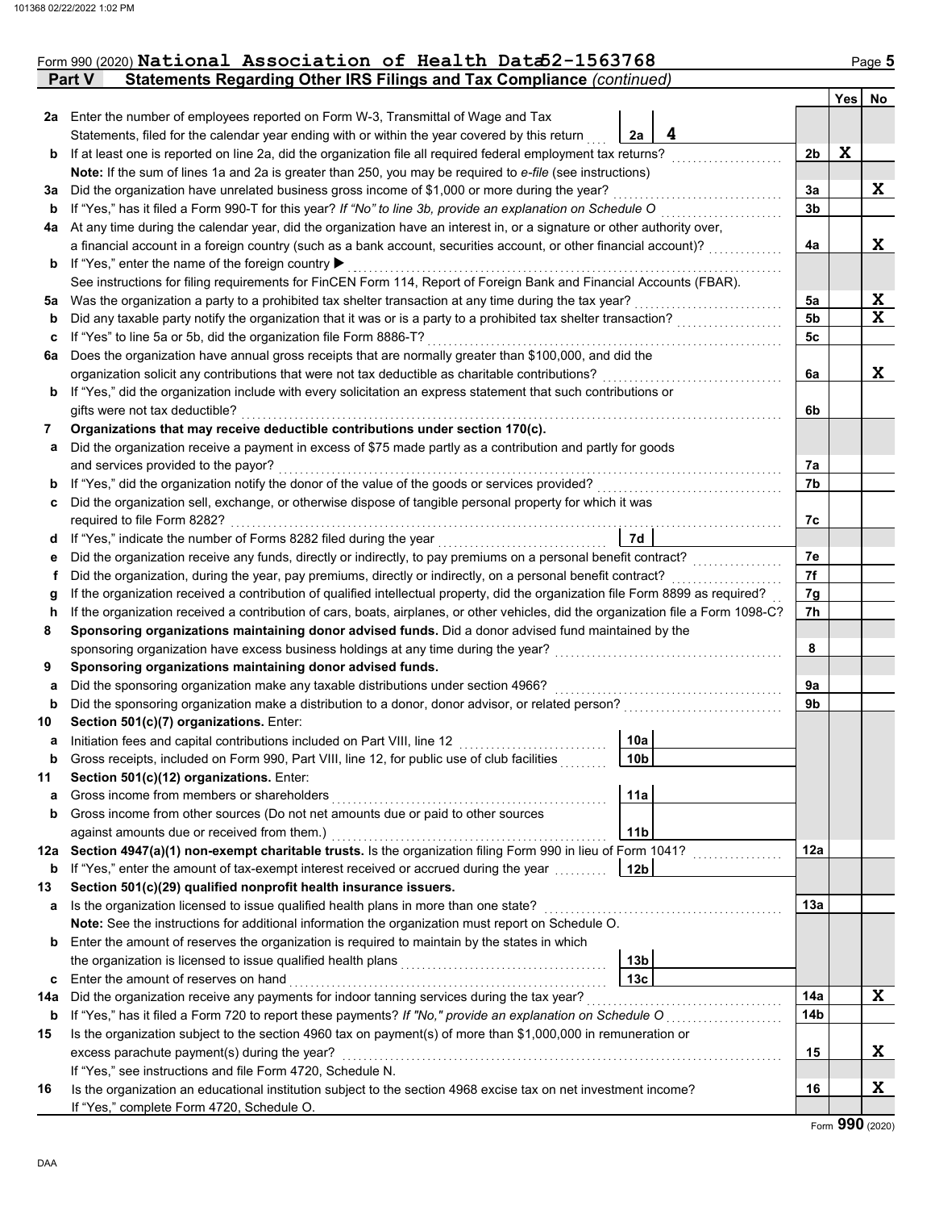Form 990 (2020) **National Association of Health Data 52-1563768** Page **5**

## Part V Statements Regarding Other IRS Filings and Tax Compliance *(continued)*

| | | | | | Yes | No |
|---|---|---|---|---|---|---|
| **2a** | Enter the number of employees reported on Form W-3, Transmittal of Wage and Tax Statements, filed for the calendar year ending with or within the year covered by this return | 2a | 4 | | | |
| **b** | If at least one is reported on line 2a, did the organization file all required federal employment tax returns? | | | 2b | X | |
| | **Note:** If the sum of lines 1a and 2a is greater than 250, you may be required to *e-file* (see instructions) | | | | | |
| **3a** | Did the organization have unrelated business gross income of $1,000 or more during the year? | | | 3a | | X |
| **b** | If "Yes," has it filed a Form 990-T for this year? *If "No" to line 3b, provide an explanation on Schedule O* | | | 3b | | |
| **4a** | At any time during the calendar year, did the organization have an interest in, or a signature or other authority over, a financial account in a foreign country (such as a bank account, securities account, or other financial account)? | | | 4a | | X |
| **b** | If "Yes," enter the name of the foreign country ▶ | | | | | |
| | See instructions for filing requirements for FinCEN Form 114, Report of Foreign Bank and Financial Accounts (FBAR). | | | | | |
| **5a** | Was the organization a party to a prohibited tax shelter transaction at any time during the tax year? | | | 5a | | X |
| **b** | Did any taxable party notify the organization that it was or is a party to a prohibited tax shelter transaction? | | | 5b | | X |
| **c** | If "Yes" to line 5a or 5b, did the organization file Form 8886-T? | | | 5c | | |
| **6a** | Does the organization have annual gross receipts that are normally greater than $100,000, and did the organization solicit any contributions that were not tax deductible as charitable contributions? | | | 6a | | X |
| **b** | If "Yes," did the organization include with every solicitation an express statement that such contributions or gifts were not tax deductible? | | | 6b | | |
| **7** | **Organizations that may receive deductible contributions under section 170(c).** | | | | | |
| **a** | Did the organization receive a payment in excess of $75 made partly as a contribution and partly for goods and services provided to the payor? | | | 7a | | |
| **b** | If "Yes," did the organization notify the donor of the value of the goods or services provided? | | | 7b | | |
| **c** | Did the organization sell, exchange, or otherwise dispose of tangible personal property for which it was required to file Form 8282? | | | 7c | | |
| **d** | If "Yes," indicate the number of Forms 8282 filed during the year | 7d | | | | |
| **e** | Did the organization receive any funds, directly or indirectly, to pay premiums on a personal benefit contract? | | | 7e | | |
| **f** | Did the organization, during the year, pay premiums, directly or indirectly, on a personal benefit contract? | | | 7f | | |
| **g** | If the organization received a contribution of qualified intellectual property, did the organization file Form 8899 as required? | | | 7g | | |
| **h** | If the organization received a contribution of cars, boats, airplanes, or other vehicles, did the organization file a Form 1098-C? | | | 7h | | |
| **8** | **Sponsoring organizations maintaining donor advised funds.** Did a donor advised fund maintained by the sponsoring organization have excess business holdings at any time during the year? | | | 8 | | |
| **9** | **Sponsoring organizations maintaining donor advised funds.** | | | | | |
| **a** | Did the sponsoring organization make any taxable distributions under section 4966? | | | 9a | | |
| **b** | Did the sponsoring organization make a distribution to a donor, donor advisor, or related person? | | | 9b | | |
| **10** | **Section 501(c)(7) organizations.** Enter: | | | | | |
| **a** | Initiation fees and capital contributions included on Part VIII, line 12 | 10a | | | | |
| **b** | Gross receipts, included on Form 990, Part VIII, line 12, for public use of club facilities | 10b | | | | |
| **11** | **Section 501(c)(12) organizations.** Enter: | | | | | |
| **a** | Gross income from members or shareholders | 11a | | | | |
| **b** | Gross income from other sources (Do not net amounts due or paid to other sources against amounts due or received from them.) | 11b | | | | |
| **12a** | **Section 4947(a)(1) non-exempt charitable trusts.** Is the organization filing Form 990 in lieu of Form 1041? | | | 12a | | |
| **b** | If "Yes," enter the amount of tax-exempt interest received or accrued during the year | 12b | | | | |
| **13** | **Section 501(c)(29) qualified nonprofit health insurance issuers.** | | | | | |
| **a** | Is the organization licensed to issue qualified health plans in more than one state? | | | 13a | | |
| | **Note:** See the instructions for additional information the organization must report on Schedule O. | | | | | |
| **b** | Enter the amount of reserves the organization is required to maintain by the states in which the organization is licensed to issue qualified health plans | 13b | | | | |
| **c** | Enter the amount of reserves on hand | 13c | | | | |
| **14a** | Did the organization receive any payments for indoor tanning services during the tax year? | | | 14a | | X |
| **b** | If "Yes," has it filed a Form 720 to report these payments? *If "No," provide an explanation on Schedule O* | | | 14b | | |
| **15** | Is the organization subject to the section 4960 tax on payment(s) of more than $1,000,000 in remuneration or excess parachute payment(s) during the year? | | | 15 | | X |
| | If "Yes," see instructions and file Form 4720, Schedule N. | | | | | |
| **16** | Is the organization an educational institution subject to the section 4968 excise tax on net investment income? | | | 16 | | X |
| | If "Yes," complete Form 4720, Schedule O. | | | | | |

Form **990** (2020)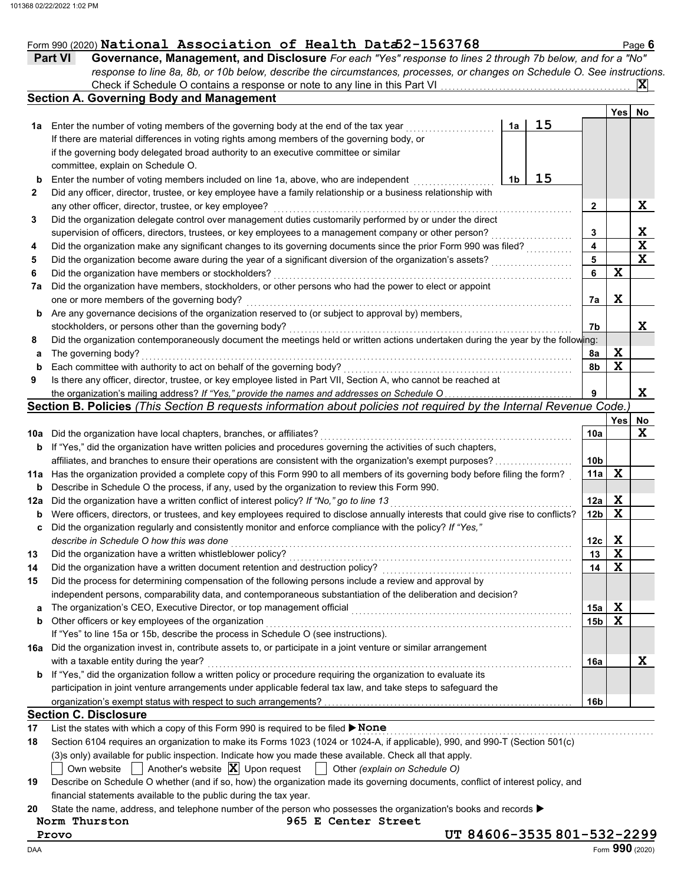Form 990 (2020) **National Association of Health Data 52-1563768** Page 6

## Part VI Governance, Management, and Disclosure

*For each "Yes" response to lines 2 through 7b below, and for a "No" response to line 8a, 8b, or 10b below, describe the circumstances, processes, or changes on Schedule O. See instructions.*

Check if Schedule O contains a response or note to any line in this Part VI ... **X**

### Section A. Governing Body and Management

| | | | | Yes | No |
|---|---|---|---|---|---|
| **1a** | Enter the number of voting members of the governing body at the end of the tax year. If there are material differences in voting rights among members of the governing body, or if the governing body delegated broad authority to an executive committee or similar committee, explain on Schedule O. | 1a: **15** | | | |
| **b** | Enter the number of voting members included on line 1a, above, who are independent | 1b: **15** | | | |
| **2** | Did any officer, director, trustee, or key employee have a family relationship or a business relationship with any other officer, director, trustee, or key employee? | | 2 | | X |
| **3** | Did the organization delegate control over management duties customarily performed by or under the direct supervision of officers, directors, trustees, or key employees to a management company or other person? | | 3 | | X |
| **4** | Did the organization make any significant changes to its governing documents since the prior Form 990 was filed? | | 4 | | X |
| **5** | Did the organization become aware during the year of a significant diversion of the organization's assets? | | 5 | | X |
| **6** | Did the organization have members or stockholders? | | 6 | X | |
| **7a** | Did the organization have members, stockholders, or other persons who had the power to elect or appoint one or more members of the governing body? | | 7a | X | |
| **b** | Are any governance decisions of the organization reserved to (or subject to approval by) members, stockholders, or persons other than the governing body? | | 7b | | X |
| **8** | Did the organization contemporaneously document the meetings held or written actions undertaken during the year by the following: | | | | |
| **a** | The governing body? | | 8a | X | |
| **b** | Each committee with authority to act on behalf of the governing body? | | 8b | X | |
| **9** | Is there any officer, director, trustee, or key employee listed in Part VII, Section A, who cannot be reached at the organization's mailing address? *If "Yes," provide the names and addresses on Schedule O* | | 9 | | X |

### Section B. Policies *(This Section B requests information about policies not required by the Internal Revenue Code.)*

| | | | Yes | No |
|---|---|---|---|---|
| **10a** | Did the organization have local chapters, branches, or affiliates? | 10a | | X |
| **b** | If "Yes," did the organization have written policies and procedures governing the activities of such chapters, affiliates, and branches to ensure their operations are consistent with the organization's exempt purposes? | 10b | | |
| **11a** | Has the organization provided a complete copy of this Form 990 to all members of its governing body before filing the form? | 11a | X | |
| **b** | Describe in Schedule O the process, if any, used by the organization to review this Form 990. | | | |
| **12a** | Did the organization have a written conflict of interest policy? *If "No," go to line 13* | 12a | X | |
| **b** | Were officers, directors, or trustees, and key employees required to disclose annually interests that could give rise to conflicts? | 12b | X | |
| **c** | Did the organization regularly and consistently monitor and enforce compliance with the policy? *If "Yes," describe in Schedule O how this was done* | 12c | X | |
| **13** | Did the organization have a written whistleblower policy? | 13 | X | |
| **14** | Did the organization have a written document retention and destruction policy? | 14 | X | |
| **15** | Did the process for determining compensation of the following persons include a review and approval by independent persons, comparability data, and contemporaneous substantiation of the deliberation and decision? | | | |
| **a** | The organization's CEO, Executive Director, or top management official | 15a | X | |
| **b** | Other officers or key employees of the organization | 15b | X | |
| | If "Yes" to line 15a or 15b, describe the process in Schedule O (see instructions). | | | |
| **16a** | Did the organization invest in, contribute assets to, or participate in a joint venture or similar arrangement with a taxable entity during the year? | 16a | | X |
| **b** | If "Yes," did the organization follow a written policy or procedure requiring the organization to evaluate its participation in joint venture arrangements under applicable federal tax law, and take steps to safeguard the organization's exempt status with respect to such arrangements? | 16b | | |

### Section C. Disclosure

**17** List the states with which a copy of this Form 990 is required to be filed ▶ **None**

**18** Section 6104 requires an organization to make its Forms 1023 (1024 or 1024-A, if applicable), 990, and 990-T (Section 501(c)(3)s only) available for public inspection. Indicate how you made these available. Check all that apply.

☐ Own website ☐ Another's website ☒ Upon request ☐ Other *(explain on Schedule O)*

**19** Describe on Schedule O whether (and if so, how) the organization made its governing documents, conflict of interest policy, and financial statements available to the public during the tax year.

**20** State the name, address, and telephone number of the person who possesses the organization's books and records ▶

**Norm Thurston** **965 E Center Street**
**Provo** **UT 84606-3535 801-532-2299**

Form **990** (2020)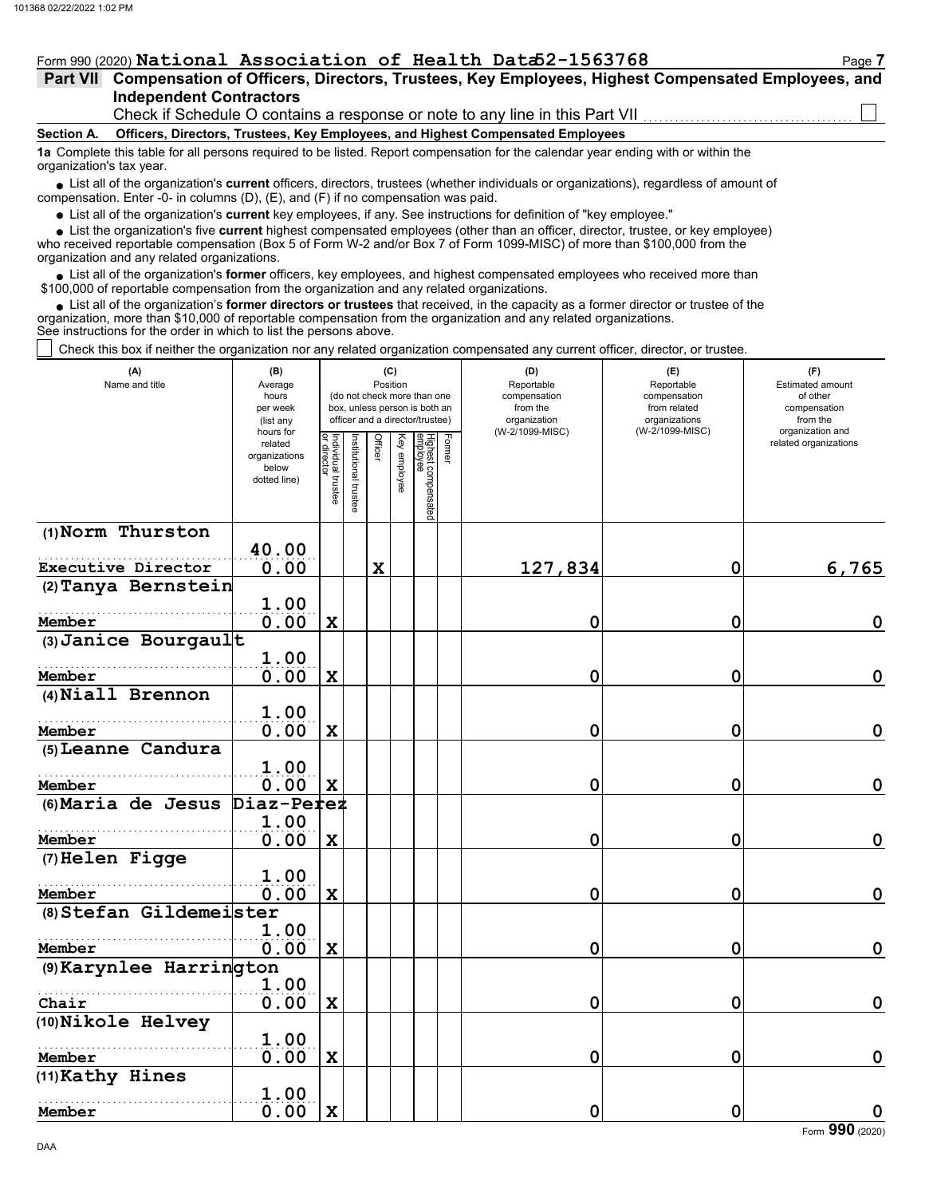Form 990 (2020) **National Association of Health Data 52-1563768**

## Part VII Compensation of Officers, Directors, Trustees, Key Employees, Highest Compensated Employees, and Independent Contractors

Check if Schedule O contains a response or note to any line in this Part VII ☐

### Section A. Officers, Directors, Trustees, Key Employees, and Highest Compensated Employees

**1a** Complete this table for all persons required to be listed. Report compensation for the calendar year ending with or within the organization's tax year.

- List all of the organization's **current** officers, directors, trustees (whether individuals or organizations), regardless of amount of compensation. Enter -0- in columns (D), (E), and (F) if no compensation was paid.
- List all of the organization's **current** key employees, if any. See instructions for definition of "key employee."
- List the organization's five **current** highest compensated employees (other than an officer, director, trustee, or key employee) who received reportable compensation (Box 5 of Form W-2 and/or Box 7 of Form 1099-MISC) of more than $100,000 from the organization and any related organizations.
- List all of the organization's **former** officers, key employees, and highest compensated employees who received more than $100,000 of reportable compensation from the organization and any related organizations.
- List all of the organization's **former directors or trustees** that received, in the capacity as a former director or trustee of the organization, more than $10,000 of reportable compensation from the organization and any related organizations.

See instructions for the order in which to list the persons above.

☐ Check this box if neither the organization nor any related organization compensated any current officer, director, or trustee.

| (A) Name and title | (B) Average hours per week (list any hours for related organizations below dotted line) | (C) Position (do not check more than one box, unless person is both an officer and a director/trustee) | | | | | | (D) Reportable compensation from the organization (W-2/1099-MISC) | (E) Reportable compensation from related organizations (W-2/1099-MISC) | (F) Estimated amount of other compensation from the organization and related organizations |
|---|---|---|---|---|---|---|---|---|---|---|
| | | Individual trustee or director | Institutional trustee | Officer | Key employee | Highest compensated employee | Former | | | |
| (1) Norm Thurston<br>Executive Director | 40.00<br>0.00 | | | X | | | | 127,834 | 0 | 6,765 |
| (2) Tanya Bernstein<br>Member | 1.00<br>0.00 | X | | | | | | 0 | 0 | 0 |
| (3) Janice Bourgault<br>Member | 1.00<br>0.00 | X | | | | | | 0 | 0 | 0 |
| (4) Niall Brennon<br>Member | 1.00<br>0.00 | X | | | | | | 0 | 0 | 0 |
| (5) Leanne Candura<br>Member | 1.00<br>0.00 | X | | | | | | 0 | 0 | 0 |
| (6) Maria de Jesus Diaz-Perez<br>Member | 1.00<br>0.00 | X | | | | | | 0 | 0 | 0 |
| (7) Helen Figge<br>Member | 1.00<br>0.00 | X | | | | | | 0 | 0 | 0 |
| (8) Stefan Gildemeister<br>Member | 1.00<br>0.00 | X | | | | | | 0 | 0 | 0 |
| (9) Karynlee Harrington<br>Chair | 1.00<br>0.00 | X | | | | | | 0 | 0 | 0 |
| (10) Nikole Helvey<br>Member | 1.00<br>0.00 | X | | | | | | 0 | 0 | 0 |
| (11) Kathy Hines<br>Member | 1.00<br>0.00 | X | | | | | | 0 | 0 | 0 |

Form **990** (2020)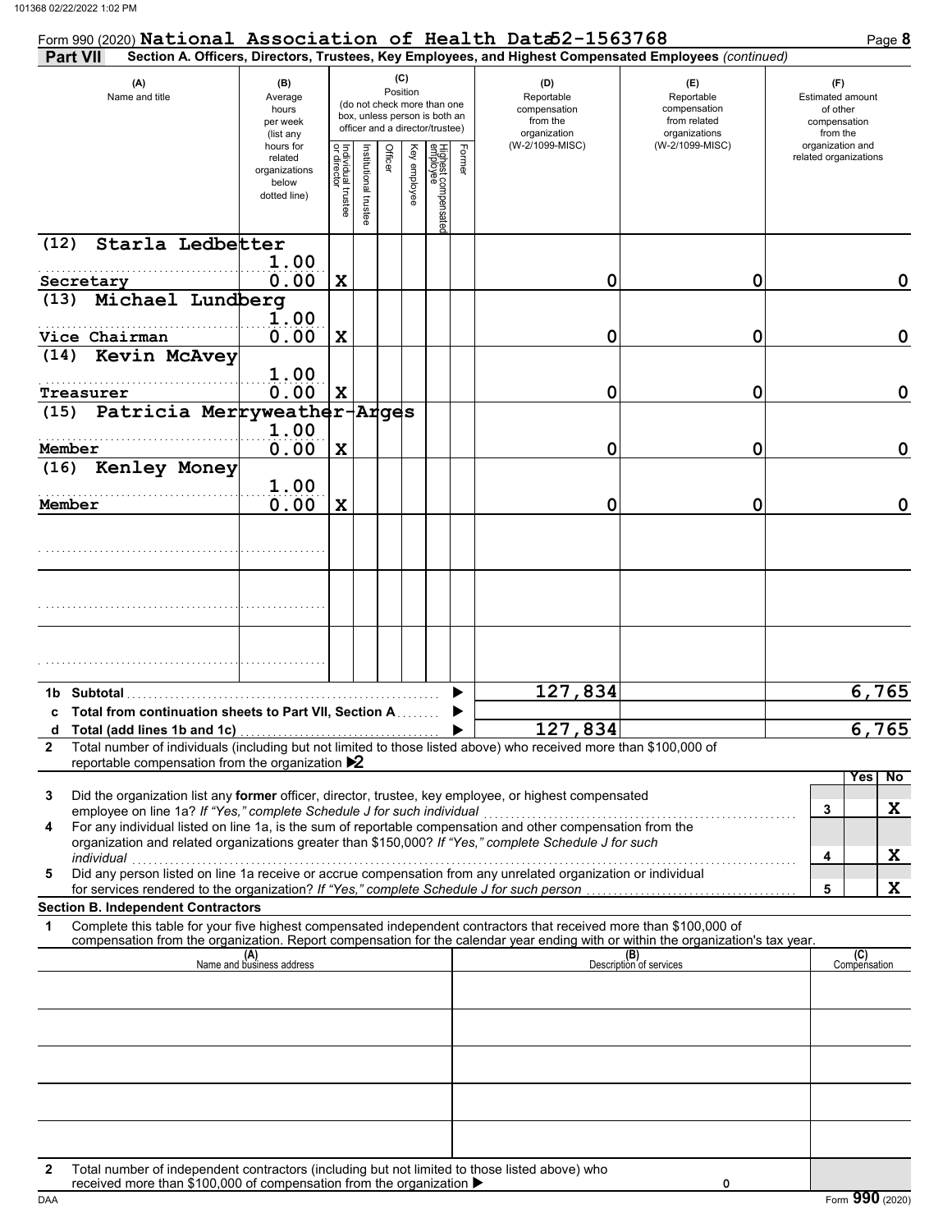Form 990 (2020) **National Association of Health Data 52-1563768** Page **8**

**Part VII** **Section A. Officers, Directors, Trustees, Key Employees, and Highest Compensated Employees** *(continued)*

| (A) Name and title | (B) Average hours per week (list any hours for related organizations below dotted line) | (C) Position (do not check more than one box, unless person is both an officer and a director/trustee) — Individual trustee or director | Institutional trustee | Officer | Key employee | Highest compensated employee | Former | (D) Reportable compensation from the organization (W-2/1099-MISC) | (E) Reportable compensation from related organizations (W-2/1099-MISC) | (F) Estimated amount of other compensation from the organization and related organizations |
|---|---|---|---|---|---|---|---|---|---|---|
| (12) Starla Ledbetter<br>Secretary | 1.00<br>0.00 | X | | | | | | 0 | 0 | 0 |
| (13) Michael Lundberg<br>Vice Chairman | 1.00<br>0.00 | X | | | | | | 0 | 0 | 0 |
| (14) Kevin McAvey<br>Treasurer | 1.00<br>0.00 | X | | | | | | 0 | 0 | 0 |
| (15) Patricia Merryweather-Arges<br>Member | 1.00<br>0.00 | X | | | | | | 0 | 0 | 0 |
| (16) Kenley Money<br>Member | 1.00<br>0.00 | X | | | | | | 0 | 0 | 0 |
| | | | | | | | | | | |
| | | | | | | | | | | |
| | | | | | | | | | | |
| **1b Subtotal** | | | | | | | | 127,834 | | 6,765 |
| **c Total from continuation sheets to Part VII, Section A** | | | | | | | | | | |
| **d Total (add lines 1b and 1c)** | | | | | | | | 127,834 | | 6,765 |

**2** Total number of individuals (including but not limited to those listed above) who received more than $100,000 of reportable compensation from the organization ▶ 2

| | | Yes | No |
|---|---|---|---|
| **3** Did the organization list any **former** officer, director, trustee, key employee, or highest compensated employee on line 1a? *If "Yes," complete Schedule J for such individual* | 3 | | X |
| **4** For any individual listed on line 1a, is the sum of reportable compensation and other compensation from the organization and related organizations greater than $150,000? *If "Yes," complete Schedule J for such individual* | 4 | | X |
| **5** Did any person listed on line 1a receive or accrue compensation from any unrelated organization or individual for services rendered to the organization? *If "Yes," complete Schedule J for such person* | 5 | | X |

**Section B. Independent Contractors**

**1** Complete this table for your five highest compensated independent contractors that received more than $100,000 of compensation from the organization. Report compensation for the calendar year ending with or within the organization's tax year.

| (A) Name and business address | (B) Description of services | (C) Compensation |
|---|---|---|
| | | |
| | | |
| | | |
| | | |
| | | |

**2** Total number of independent contractors (including but not limited to those listed above) who received more than $100,000 of compensation from the organization ▶ 0

Form **990** (2020)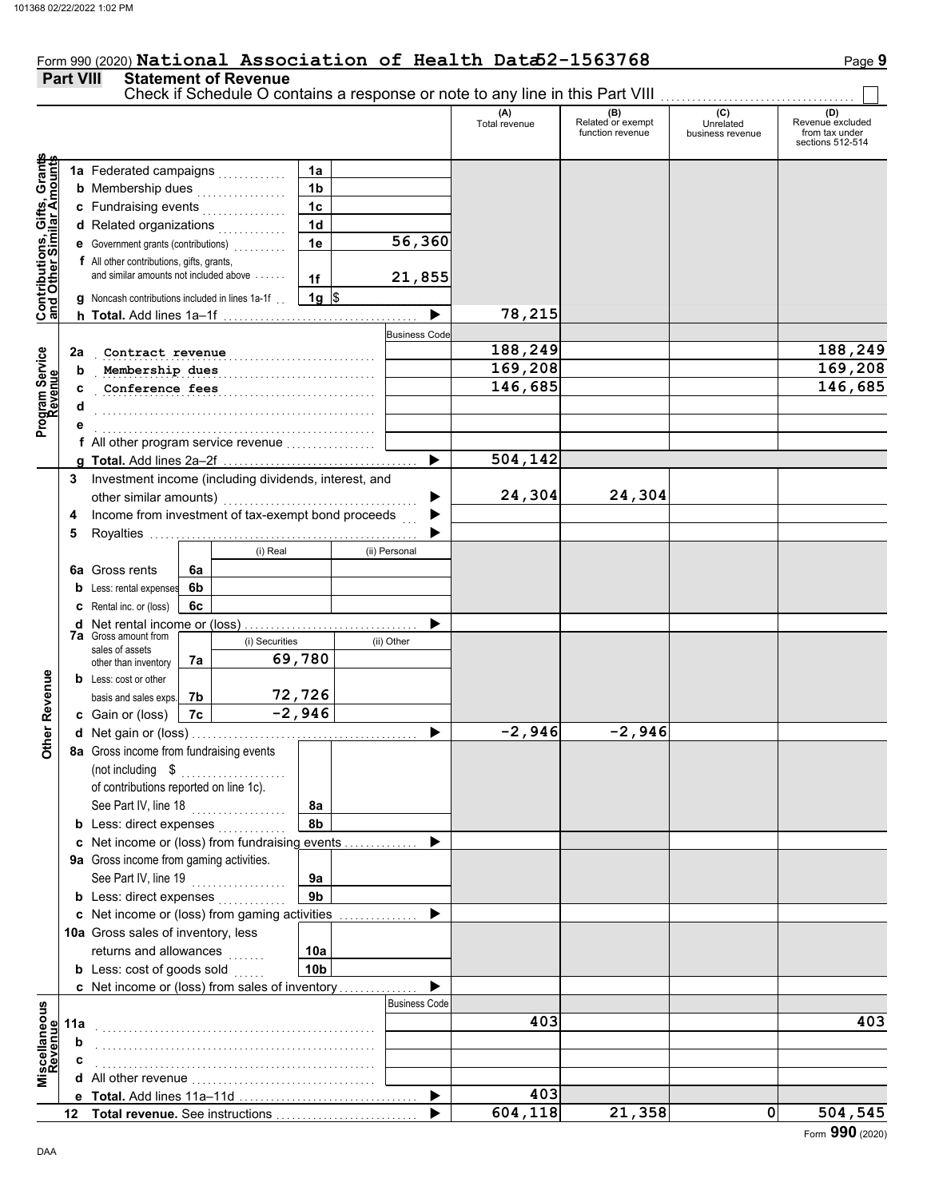Form 990 (2020) **National Association of Health Data 52-1563768** Page **9**

## Part VIII Statement of Revenue

Check if Schedule O contains a response or note to any line in this Part VIII . . . . . . . . . . . . . . . . . . . . . . . . . . . . . . ☐

| | | | | (A) Total revenue | (B) Related or exempt function revenue | (C) Unrelated business revenue | (D) Revenue excluded from tax under sections 512-514 |
|---|---|---|---|---|---|---|---|
| **Contributions, Gifts, Grants and Other Similar Amounts** | **1a** Federated campaigns | 1a | | | | | |
| | **b** Membership dues | 1b | | | | | |
| | **c** Fundraising events | 1c | | | | | |
| | **d** Related organizations | 1d | | | | | |
| | **e** Government grants (contributions) | 1e | 56,360 | | | | |
| | **f** All other contributions, gifts, grants, and similar amounts not included above | 1f | 21,855 | | | | |
| | **g** Noncash contributions included in lines 1a-1f | 1g | $ | | | | |
| | **h Total.** Add lines 1a–1f | | ▶ | 78,215 | | | |
| **Program Service Revenue** | | | Business Code | | | | |
| | **2a** Contract revenue | | | 188,249 | | | 188,249 |
| | **b** Membership dues | | | 169,208 | | | 169,208 |
| | **c** Conference fees | | | 146,685 | | | 146,685 |
| | **d** | | | | | | |
| | **e** | | | | | | |
| | **f** All other program service revenue | | | | | | |
| | **g Total.** Add lines 2a–2f | | ▶ | 504,142 | | | |
| **Other Revenue** | **3** Investment income (including dividends, interest, and other similar amounts) | | ▶ | 24,304 | 24,304 | | |
| | **4** Income from investment of tax-exempt bond proceeds | | ▶ | | | | |
| | **5** Royalties | | ▶ | | | | |
| | | | (i) Real / (ii) Personal | | | | |
| | **6a** Gross rents | 6a | | | | | |
| | **b** Less: rental expenses | 6b | | | | | |
| | **c** Rental inc. or (loss) | 6c | | | | | |
| | **d** Net rental income or (loss) | | ▶ | | | | |
| | | | (i) Securities / (ii) Other | | | | |
| | **7a** Gross amount from sales of assets other than inventory | 7a | 69,780 | | | | |
| | **b** Less: cost or other basis and sales exps. | 7b | 72,726 | | | | |
| | **c** Gain or (loss) | 7c | -2,946 | | | | |
| | **d** Net gain or (loss) | | ▶ | -2,946 | -2,946 | | |
| | **8a** Gross income from fundraising events (not including $ of contributions reported on line 1c). See Part IV, line 18 | 8a | | | | | |
| | **b** Less: direct expenses | 8b | | | | | |
| | **c** Net income or (loss) from fundraising events | | ▶ | | | | |
| | **9a** Gross income from gaming activities. See Part IV, line 19 | 9a | | | | | |
| | **b** Less: direct expenses | 9b | | | | | |
| | **c** Net income or (loss) from gaming activities | | ▶ | | | | |
| | **10a** Gross sales of inventory, less returns and allowances | 10a | | | | | |
| | **b** Less: cost of goods sold | 10b | | | | | |
| | **c** Net income or (loss) from sales of inventory | | ▶ | | | | |
| **Miscellaneous Revenue** | | | Business Code | | | | |
| | **11a** | | | 403 | | | 403 |
| | **b** | | | | | | |
| | **c** | | | | | | |
| | **d** All other revenue | | | | | | |
| | **e Total.** Add lines 11a–11d | | ▶ | 403 | | | |
| | **12 Total revenue.** See instructions | | ▶ | 604,118 | 21,358 | 0 | 504,545 |

Form **990** (2020)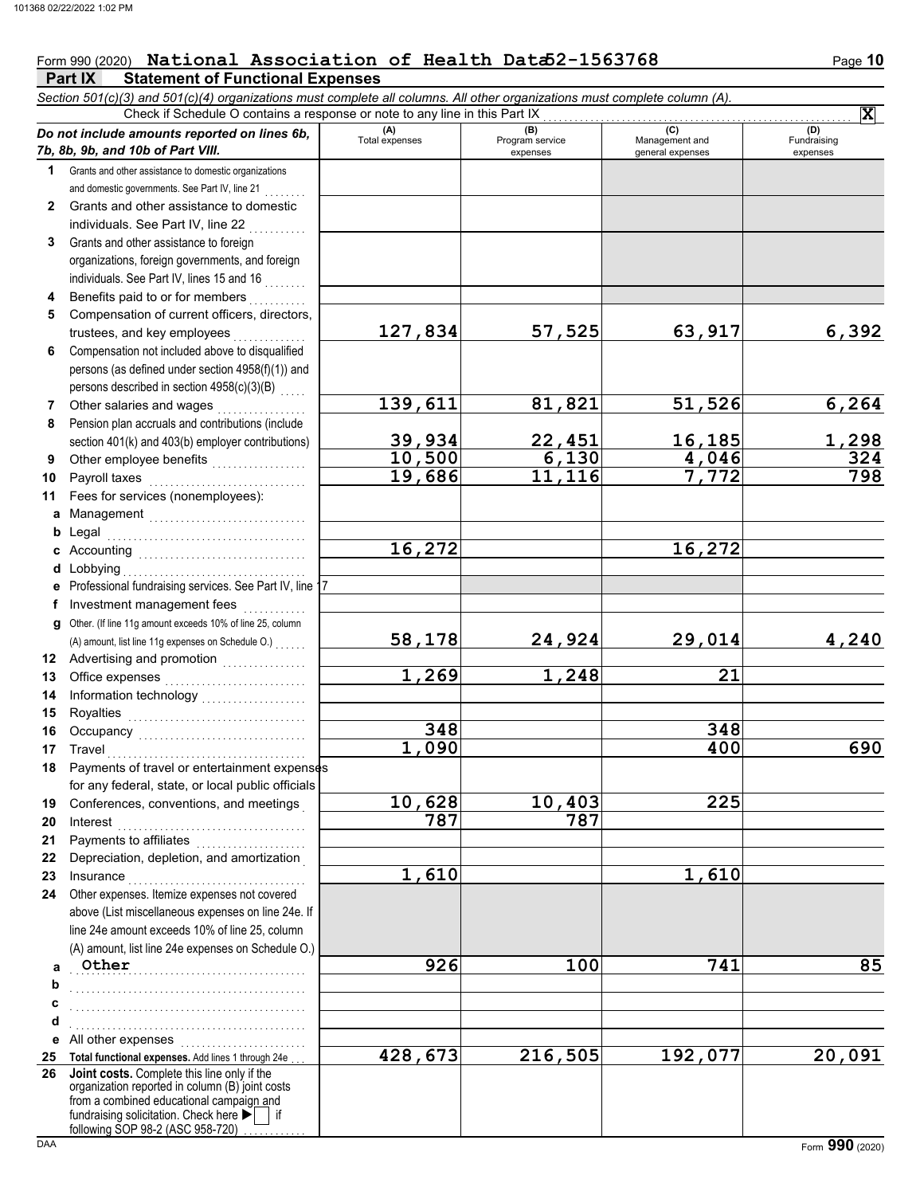Form 990 (2020) **National Association of Health Data 52-1563768** Page **10**

## Part IX Statement of Functional Expenses

*Section 501(c)(3) and 501(c)(4) organizations must complete all columns. All other organizations must complete column (A).*

Check if Schedule O contains a response or note to any line in this Part IX . . . . . . . . . . **X**

| *Do not include amounts reported on lines 6b, 7b, 8b, 9b, and 10b of Part VIII.* | (A) Total expenses | (B) Program service expenses | (C) Management and general expenses | (D) Fundraising expenses |
|---|---|---|---|---|
| **1** Grants and other assistance to domestic organizations and domestic governments. See Part IV, line 21 | | | | |
| **2** Grants and other assistance to domestic individuals. See Part IV, line 22 | | | | |
| **3** Grants and other assistance to foreign organizations, foreign governments, and foreign individuals. See Part IV, lines 15 and 16 | | | | |
| **4** Benefits paid to or for members | | | | |
| **5** Compensation of current officers, directors, trustees, and key employees | 127,834 | 57,525 | 63,917 | 6,392 |
| **6** Compensation not included above to disqualified persons (as defined under section 4958(f)(1)) and persons described in section 4958(c)(3)(B) | | | | |
| **7** Other salaries and wages | 139,611 | 81,821 | 51,526 | 6,264 |
| **8** Pension plan accruals and contributions (include section 401(k) and 403(b) employer contributions) | 39,934 | 22,451 | 16,185 | 1,298 |
| **9** Other employee benefits | 10,500 | 6,130 | 4,046 | 324 |
| **10** Payroll taxes | 19,686 | 11,116 | 7,772 | 798 |
| **11** Fees for services (nonemployees): | | | | |
| **a** Management | | | | |
| **b** Legal | | | | |
| **c** Accounting | 16,272 | | 16,272 | |
| **d** Lobbying | | | | |
| **e** Professional fundraising services. See Part IV, line 17 | | | | |
| **f** Investment management fees | | | | |
| **g** Other. (If line 11g amount exceeds 10% of line 25, column (A) amount, list line 11g expenses on Schedule O.) | 58,178 | 24,924 | 29,014 | 4,240 |
| **12** Advertising and promotion | | | | |
| **13** Office expenses | 1,269 | 1,248 | 21 | |
| **14** Information technology | | | | |
| **15** Royalties | | | | |
| **16** Occupancy | 348 | | 348 | |
| **17** Travel | 1,090 | | 400 | 690 |
| **18** Payments of travel or entertainment expenses for any federal, state, or local public officials | | | | |
| **19** Conferences, conventions, and meetings | 10,628 | 10,403 | 225 | |
| **20** Interest | 787 | 787 | | |
| **21** Payments to affiliates | | | | |
| **22** Depreciation, depletion, and amortization | | | | |
| **23** Insurance | 1,610 | | 1,610 | |
| **24** Other expenses. Itemize expenses not covered above (List miscellaneous expenses on line 24e. If line 24e amount exceeds 10% of line 25, column (A) amount, list line 24e expenses on Schedule O.) | | | | |
| **a** Other | 926 | 100 | 741 | 85 |
| **b** | | | | |
| **c** | | | | |
| **d** | | | | |
| **e** All other expenses | | | | |
| **25 Total functional expenses.** Add lines 1 through 24e | 428,673 | 216,505 | 192,077 | 20,091 |
| **26 Joint costs.** Complete this line only if the organization reported in column (B) joint costs from a combined educational campaign and fundraising solicitation. Check here ▶ ☐ if following SOP 98-2 (ASC 958-720) | | | | |

DAA Form **990** (2020)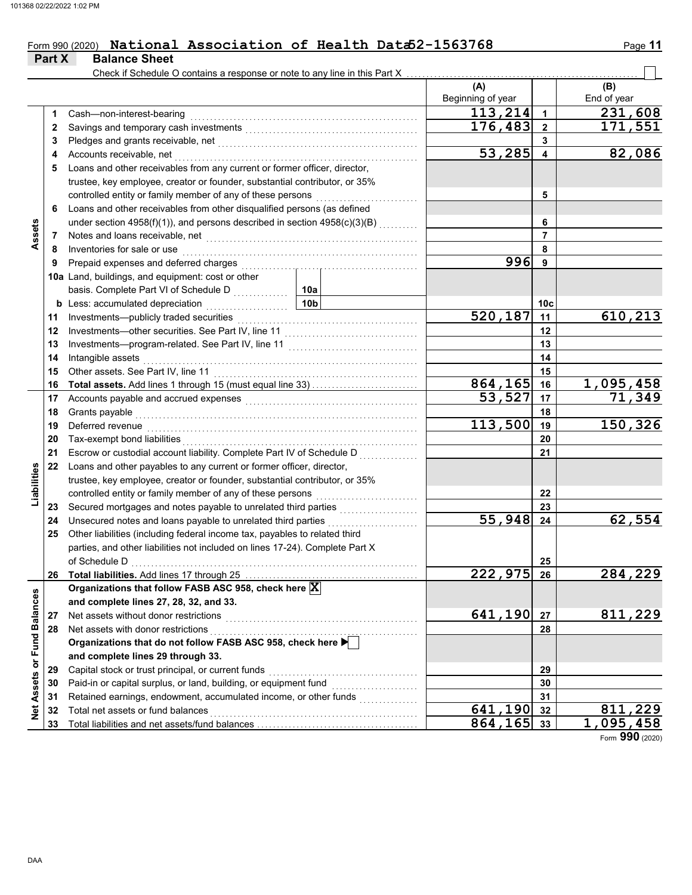Form 990 (2020) **National Association of Health Data 52-1563768**

## Part X Balance Sheet

Check if Schedule O contains a response or note to any line in this Part X ☐

| | | | | | (A) Beginning of year | | (B) End of year |
|---|---|---|---|---|---|---|---|
| **Assets** | 1 | Cash—non-interest-bearing | | | 113,214 | 1 | 231,608 |
| | 2 | Savings and temporary cash investments | | | 176,483 | 2 | 171,551 |
| | 3 | Pledges and grants receivable, net | | | | 3 | |
| | 4 | Accounts receivable, net | | | 53,285 | 4 | 82,086 |
| | 5 | Loans and other receivables from any current or former officer, director, trustee, key employee, creator or founder, substantial contributor, or 35% controlled entity or family member of any of these persons | | | | 5 | |
| | 6 | Loans and other receivables from other disqualified persons (as defined under section 4958(f)(1)), and persons described in section 4958(c)(3)(B) | | | | 6 | |
| | 7 | Notes and loans receivable, net | | | | 7 | |
| | 8 | Inventories for sale or use | | | | 8 | |
| | 9 | Prepaid expenses and deferred charges | | | 996 | 9 | |
| | 10a | Land, buildings, and equipment: cost or other basis. Complete Part VI of Schedule D | 10a | | | | |
| | b | Less: accumulated depreciation | 10b | | | 10c | |
| | 11 | Investments—publicly traded securities | | | 520,187 | 11 | 610,213 |
| | 12 | Investments—other securities. See Part IV, line 11 | | | | 12 | |
| | 13 | Investments—program-related. See Part IV, line 11 | | | | 13 | |
| | 14 | Intangible assets | | | | 14 | |
| | 15 | Other assets. See Part IV, line 11 | | | | 15 | |
| | 16 | **Total assets.** Add lines 1 through 15 (must equal line 33) | | | 864,165 | 16 | 1,095,458 |
| **Liabilities** | 17 | Accounts payable and accrued expenses | | | 53,527 | 17 | 71,349 |
| | 18 | Grants payable | | | | 18 | |
| | 19 | Deferred revenue | | | 113,500 | 19 | 150,326 |
| | 20 | Tax-exempt bond liabilities | | | | 20 | |
| | 21 | Escrow or custodial account liability. Complete Part IV of Schedule D | | | | 21 | |
| | 22 | Loans and other payables to any current or former officer, director, trustee, key employee, creator or founder, substantial contributor, or 35% controlled entity or family member of any of these persons | | | | 22 | |
| | 23 | Secured mortgages and notes payable to unrelated third parties | | | | 23 | |
| | 24 | Unsecured notes and loans payable to unrelated third parties | | | 55,948 | 24 | 62,554 |
| | 25 | Other liabilities (including federal income tax, payables to related third parties, and other liabilities not included on lines 17-24). Complete Part X of Schedule D | | | | 25 | |
| | 26 | **Total liabilities.** Add lines 17 through 25 | | | 222,975 | 26 | 284,229 |
| **Net Assets or Fund Balances** | | **Organizations that follow FASB ASC 958, check here** ☒ **and complete lines 27, 28, 32, and 33.** | | | | | |
| | 27 | Net assets without donor restrictions | | | 641,190 | 27 | 811,229 |
| | 28 | Net assets with donor restrictions | | | | 28 | |
| | | **Organizations that do not follow FASB ASC 958, check here** ☐ **and complete lines 29 through 33.** | | | | | |
| | 29 | Capital stock or trust principal, or current funds | | | | 29 | |
| | 30 | Paid-in or capital surplus, or land, building, or equipment fund | | | | 30 | |
| | 31 | Retained earnings, endowment, accumulated income, or other funds | | | | 31 | |
| | 32 | Total net assets or fund balances | | | 641,190 | 32 | 811,229 |
| | 33 | Total liabilities and net assets/fund balances | | | 864,165 | 33 | 1,095,458 |

Form **990** (2020)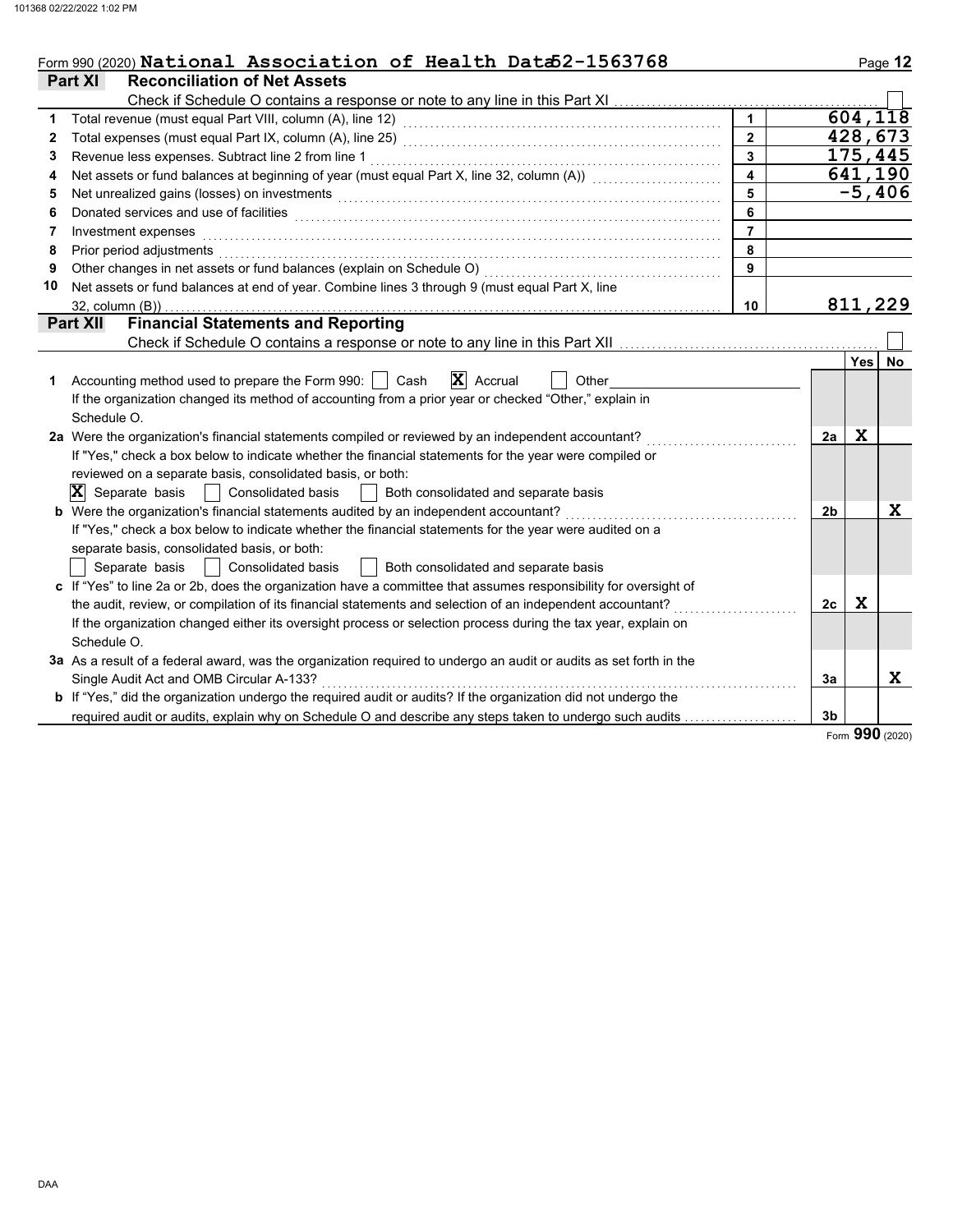Form 990 (2020) **National Association of Health Data 52-1563768** Page 12

## Part XI Reconciliation of Net Assets

Check if Schedule O contains a response or note to any line in this Part XI ☐

| | | | |
|---|---|---|---|
| 1 | Total revenue (must equal Part VIII, column (A), line 12) | 1 | 604,118 |
| 2 | Total expenses (must equal Part IX, column (A), line 25) | 2 | 428,673 |
| 3 | Revenue less expenses. Subtract line 2 from line 1 | 3 | 175,445 |
| 4 | Net assets or fund balances at beginning of year (must equal Part X, line 32, column (A)) | 4 | 641,190 |
| 5 | Net unrealized gains (losses) on investments | 5 | -5,406 |
| 6 | Donated services and use of facilities | 6 | |
| 7 | Investment expenses | 7 | |
| 8 | Prior period adjustments | 8 | |
| 9 | Other changes in net assets or fund balances (explain on Schedule O) | 9 | |
| 10 | Net assets or fund balances at end of year. Combine lines 3 through 9 (must equal Part X, line 32, column (B)) | 10 | 811,229 |

## Part XII Financial Statements and Reporting

Check if Schedule O contains a response or note to any line in this Part XII ☐

| | | | Yes | No |
|---|---|---|---|---|
| 1 | Accounting method used to prepare the Form 990: ☐ Cash ☒ Accrual ☐ Other<br>If the organization changed its method of accounting from a prior year or checked "Other," explain in Schedule O. | | | |
| 2a | Were the organization's financial statements compiled or reviewed by an independent accountant? | 2a | X | |
| | If "Yes," check a box below to indicate whether the financial statements for the year were compiled or reviewed on a separate basis, consolidated basis, or both:<br>☒ Separate basis ☐ Consolidated basis ☐ Both consolidated and separate basis | | | |
| b | Were the organization's financial statements audited by an independent accountant? | 2b | | X |
| | If "Yes," check a box below to indicate whether the financial statements for the year were audited on a separate basis, consolidated basis, or both:<br>☐ Separate basis ☐ Consolidated basis ☐ Both consolidated and separate basis | | | |
| c | If "Yes" to line 2a or 2b, does the organization have a committee that assumes responsibility for oversight of the audit, review, or compilation of its financial statements and selection of an independent accountant? | 2c | X | |
| | If the organization changed either its oversight process or selection process during the tax year, explain on Schedule O. | | | |
| 3a | As a result of a federal award, was the organization required to undergo an audit or audits as set forth in the Single Audit Act and OMB Circular A-133? | 3a | | X |
| b | If "Yes," did the organization undergo the required audit or audits? If the organization did not undergo the required audit or audits, explain why on Schedule O and describe any steps taken to undergo such audits | 3b | | |

Form **990** (2020)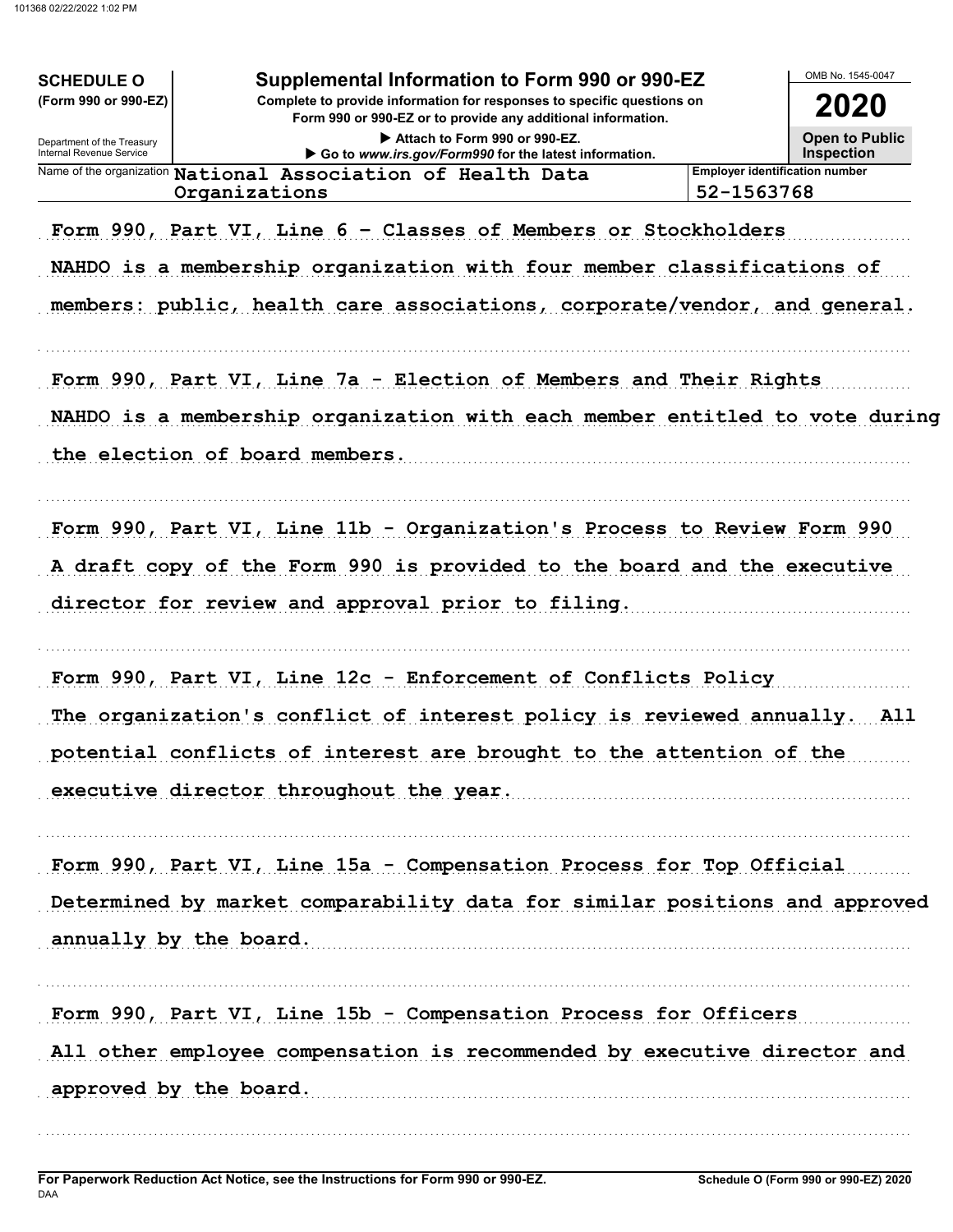**SCHEDULE O**
**(Form 990 or 990-EZ)**

Department of the Treasury
Internal Revenue Service

# Supplemental Information to Form 990 or 990-EZ

**Complete to provide information for responses to specific questions on Form 990 or 990-EZ or to provide any additional information.**

▶ Attach to Form 990 or 990-EZ.
▶ Go to *www.irs.gov/Form990* for the latest information.

OMB No. 1545-0047

**2020**

**Open to Public Inspection**

Name of the organization: National Association of Health Data Organizations

Employer identification number: 52-1563768

Form 990, Part VI, Line 6 - Classes of Members or Stockholders

NAHDO is a membership organization with four member classifications of members: public, health care associations, corporate/vendor, and general.

Form 990, Part VI, Line 7a - Election of Members and Their Rights

NAHDO is a membership organization with each member entitled to vote during the election of board members.

Form 990, Part VI, Line 11b - Organization's Process to Review Form 990

A draft copy of the Form 990 is provided to the board and the executive director for review and approval prior to filing.

Form 990, Part VI, Line 12c - Enforcement of Conflicts Policy

The organization's conflict of interest policy is reviewed annually. All potential conflicts of interest are brought to the attention of the executive director throughout the year.

Form 990, Part VI, Line 15a - Compensation Process for Top Official

Determined by market comparability data for similar positions and approved annually by the board.

Form 990, Part VI, Line 15b - Compensation Process for Officers

All other employee compensation is recommended by executive director and approved by the board.

**For Paperwork Reduction Act Notice, see the Instructions for Form 990 or 990-EZ.**
DAA
**Schedule O (Form 990 or 990-EZ) 2020**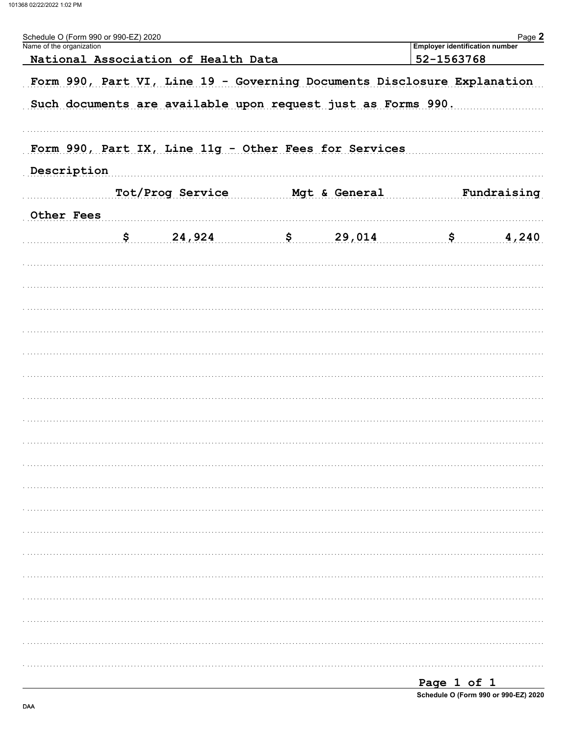Schedule O (Form 990 or 990-EZ) 2020

| Name of the organization | Employer identification number |
|---|---|
| National Association of Health Data | 52-1563768 |

Form 990, Part VI, Line 19 - Governing Documents Disclosure Explanation

Such documents are available upon request just as Forms 990.

Form 990, Part IX, Line 11g - Other Fees for Services

| Description | Tot/Prog Service | Mgt & General | Fundraising |
|---|---|---|---|
| Other Fees | | | |
| | $ 24,924 | $ 29,014 | $ 4,240 |

Page 1 of 1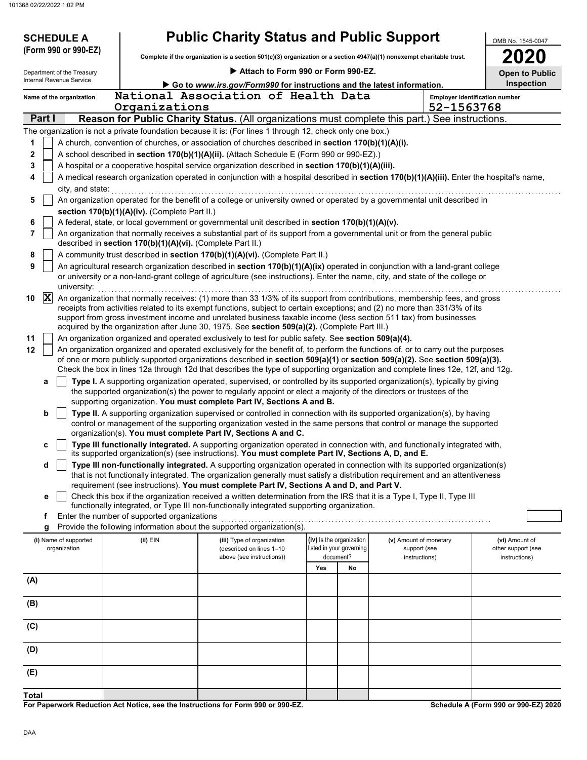**SCHEDULE A (Form 990 or 990-EZ)**

Department of the Treasury
Internal Revenue Service

# Public Charity Status and Public Support

**Complete if the organization is a section 501(c)(3) organization or a section 4947(a)(1) nonexempt charitable trust.**

▶ **Attach to Form 990 or Form 990-EZ.**

▶ **Go to www.irs.gov/Form990 for instructions and the latest information.**

OMB No. 1545-0047

**2020**

**Open to Public Inspection**

**Name of the organization:** National Association of Health Data Organizations

**Employer identification number:** 52-1563768

## Part I — Reason for Public Charity Status. (All organizations must complete this part.) See instructions.

The organization is not a private foundation because it is: (For lines 1 through 12, check only one box.)

1. [ ] A church, convention of churches, or association of churches described in **section 170(b)(1)(A)(i).**
2. [ ] A school described in **section 170(b)(1)(A)(ii).** (Attach Schedule E (Form 990 or 990-EZ).)
3. [ ] A hospital or a cooperative hospital service organization described in **section 170(b)(1)(A)(iii).**
4. [ ] A medical research organization operated in conjunction with a hospital described in **section 170(b)(1)(A)(iii).** Enter the hospital's name, city, and state:
5. [ ] An organization operated for the benefit of a college or university owned or operated by a governmental unit described in **section 170(b)(1)(A)(iv).** (Complete Part II.)
6. [ ] A federal, state, or local government or governmental unit described in **section 170(b)(1)(A)(v).**
7. [ ] An organization that normally receives a substantial part of its support from a governmental unit or from the general public described in **section 170(b)(1)(A)(vi).** (Complete Part II.)
8. [ ] A community trust described in **section 170(b)(1)(A)(vi).** (Complete Part II.)
9. [ ] An agricultural research organization described in **section 170(b)(1)(A)(ix)** operated in conjunction with a land-grant college or university or a non-land-grant college of agriculture (see instructions). Enter the name, city, and state of the college or university:
10. [X] An organization that normally receives: (1) more than 33 1/3% of its support from contributions, membership fees, and gross receipts from activities related to its exempt functions, subject to certain exceptions; and (2) no more than 331/3% of its support from gross investment income and unrelated business taxable income (less section 511 tax) from businesses acquired by the organization after June 30, 1975. See **section 509(a)(2).** (Complete Part III.)
11. [ ] An organization organized and operated exclusively to test for public safety. See **section 509(a)(4).**
12. [ ] An organization organized and operated exclusively for the benefit of, to perform the functions of, or to carry out the purposes of one or more publicly supported organizations described in **section 509(a)(1)** or **section 509(a)(2).** See **section 509(a)(3).** Check the box in lines 12a through 12d that describes the type of supporting organization and complete lines 12e, 12f, and 12g.
   - **a** [ ] **Type I.** A supporting organization operated, supervised, or controlled by its supported organization(s), typically by giving the supported organization(s) the power to regularly appoint or elect a majority of the directors or trustees of the supporting organization. **You must complete Part IV, Sections A and B.**
   - **b** [ ] **Type II.** A supporting organization supervised or controlled in connection with its supported organization(s), by having control or management of the supporting organization vested in the same persons that control or manage the supported organization(s). **You must complete Part IV, Sections A and C.**
   - **c** [ ] **Type III functionally integrated.** A supporting organization operated in connection with, and functionally integrated with, its supported organization(s) (see instructions). **You must complete Part IV, Sections A, D, and E.**
   - **d** [ ] **Type III non-functionally integrated.** A supporting organization operated in connection with its supported organization(s) that is not functionally integrated. The organization generally must satisfy a distribution requirement and an attentiveness requirement (see instructions). **You must complete Part IV, Sections A and D, and Part V.**
   - **e** [ ] Check this box if the organization received a written determination from the IRS that it is a Type I, Type II, Type III functionally integrated, or Type III non-functionally integrated supporting organization.
   - **f** Enter the number of supported organizations
   - **g** Provide the following information about the supported organization(s).

| | (i) Name of supported organization | (ii) EIN | (iii) Type of organization (described on lines 1–10 above (see instructions)) | (iv) Is the organization listed in your governing document? Yes | No | (v) Amount of monetary support (see instructions) | (vi) Amount of other support (see instructions) |
|---|---|---|---|---|---|---|---|
| (A) | | | | | | | |
| (B) | | | | | | | |
| (C) | | | | | | | |
| (D) | | | | | | | |
| (E) | | | | | | | |
| **Total** | | | | | | | |

**For Paperwork Reduction Act Notice, see the Instructions for Form 990 or 990-EZ.**

**Schedule A (Form 990 or 990-EZ) 2020**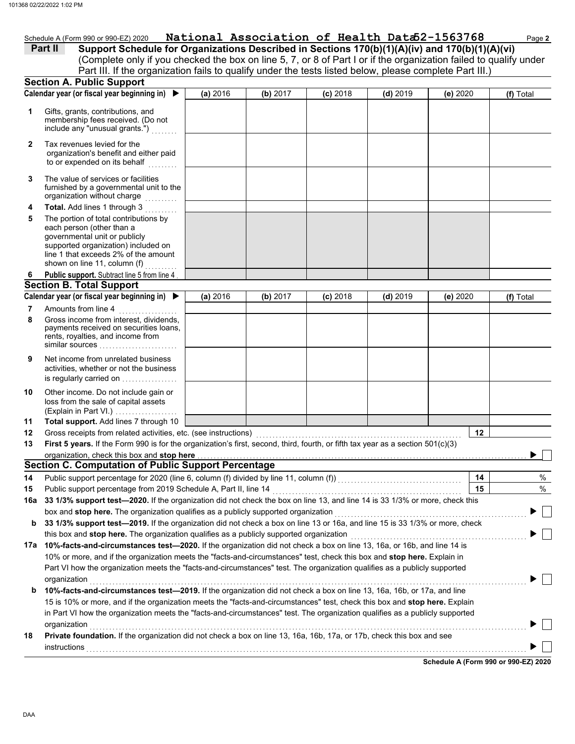Schedule A (Form 990 or 990-EZ) 2020 **National Association of Health Data 52-1563768**

## Part II Support Schedule for Organizations Described in Sections 170(b)(1)(A)(iv) and 170(b)(1)(A)(vi)

(Complete only if you checked the box on line 5, 7, or 8 of Part I or if the organization failed to qualify under Part III. If the organization fails to qualify under the tests listed below, please complete Part III.)

### Section A. Public Support

| Calendar year (or fiscal year beginning in) ▶ | (a) 2016 | (b) 2017 | (c) 2018 | (d) 2019 | (e) 2020 | (f) Total |
|---|---|---|---|---|---|---|
| **1** Gifts, grants, contributions, and membership fees received. (Do not include any "unusual grants.") | | | | | | |
| **2** Tax revenues levied for the organization's benefit and either paid to or expended on its behalf | | | | | | |
| **3** The value of services or facilities furnished by a governmental unit to the organization without charge | | | | | | |
| **4** **Total.** Add lines 1 through 3 | | | | | | |
| **5** The portion of total contributions by each person (other than a governmental unit or publicly supported organization) included on line 1 that exceeds 2% of the amount shown on line 11, column (f) | | | | | | |
| **6** **Public support.** Subtract line 5 from line 4 | | | | | | |

### Section B. Total Support

| Calendar year (or fiscal year beginning in) ▶ | (a) 2016 | (b) 2017 | (c) 2018 | (d) 2019 | (e) 2020 | (f) Total |
|---|---|---|---|---|---|---|
| **7** Amounts from line 4 | | | | | | |
| **8** Gross income from interest, dividends, payments received on securities loans, rents, royalties, and income from similar sources | | | | | | |
| **9** Net income from unrelated business activities, whether or not the business is regularly carried on | | | | | | |
| **10** Other income. Do not include gain or loss from the sale of capital assets (Explain in Part VI.) | | | | | | |
| **11** **Total support.** Add lines 7 through 10 | | | | | | |

**12** Gross receipts from related activities, etc. (see instructions) **12**

**13** **First 5 years.** If the Form 990 is for the organization's first, second, third, fourth, or fifth tax year as a section 501(c)(3) organization, check this box and **stop here** ▶ ☐

### Section C. Computation of Public Support Percentage

**14** Public support percentage for 2020 (line 6, column (f) divided by line 11, column (f)) **14** %

**15** Public support percentage from 2019 Schedule A, Part II, line 14 **15** %

**16a** **33 1/3% support test—2020.** If the organization did not check the box on line 13, and line 14 is 33 1/3% or more, check this box and **stop here.** The organization qualifies as a publicly supported organization ▶ ☐

**b** **33 1/3% support test—2019.** If the organization did not check a box on line 13 or 16a, and line 15 is 33 1/3% or more, check this box and **stop here.** The organization qualifies as a publicly supported organization ▶ ☐

**17a** **10%-facts-and-circumstances test—2020.** If the organization did not check a box on line 13, 16a, or 16b, and line 14 is 10% or more, and if the organization meets the "facts-and-circumstances" test, check this box and **stop here.** Explain in Part VI how the organization meets the "facts-and-circumstances" test. The organization qualifies as a publicly supported organization ▶ ☐

**b** **10%-facts-and-circumstances test—2019.** If the organization did not check a box on line 13, 16a, 16b, or 17a, and line 15 is 10% or more, and if the organization meets the "facts-and-circumstances" test, check this box and **stop here.** Explain in Part VI how the organization meets the "facts-and-circumstances" test. The organization qualifies as a publicly supported organization ▶ ☐

**18** **Private foundation.** If the organization did not check a box on line 13, 16a, 16b, 17a, or 17b, check this box and see instructions ▶ ☐

**Schedule A (Form 990 or 990-EZ) 2020**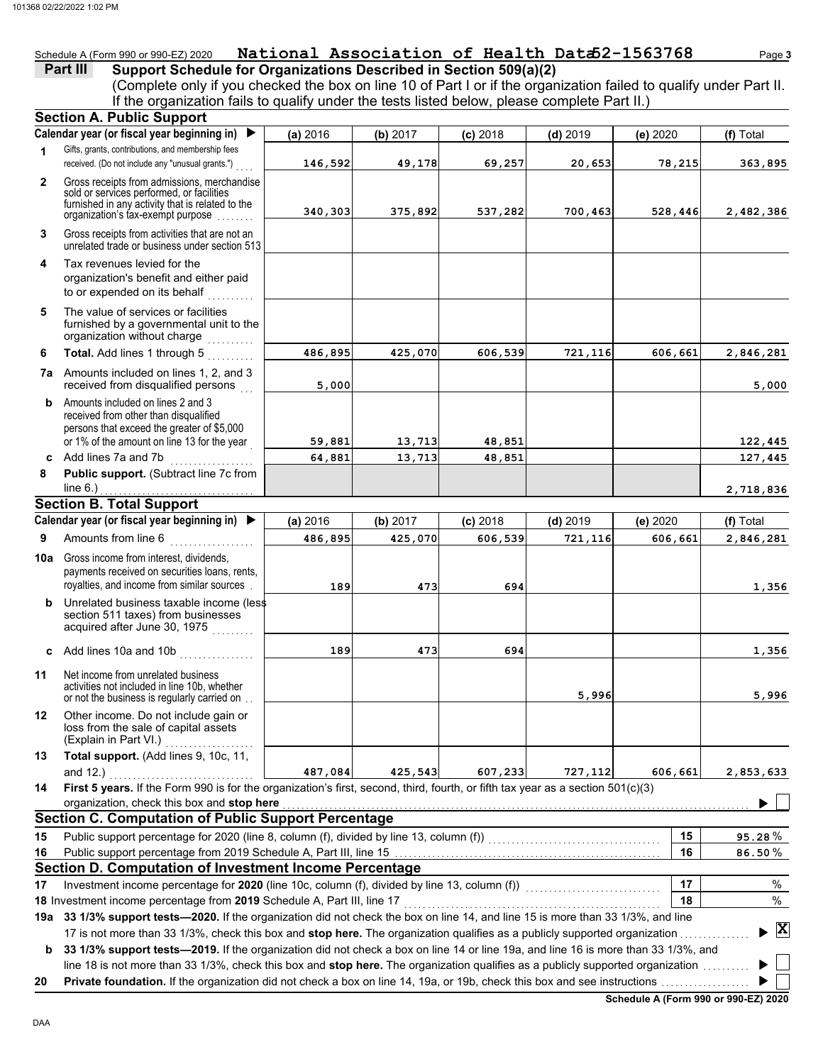Schedule A (Form 990 or 990-EZ) 2020 **National Association of Health Data 52-1563768**

**Part III** **Support Schedule for Organizations Described in Section 509(a)(2)**

(Complete only if you checked the box on line 10 of Part I or if the organization failed to qualify under Part II. If the organization fails to qualify under the tests listed below, please complete Part II.)

### Section A. Public Support

| Calendar year (or fiscal year beginning in) ▶ | (a) 2016 | (b) 2017 | (c) 2018 | (d) 2019 | (e) 2020 | (f) Total |
|---|---|---|---|---|---|---|
| **1** Gifts, grants, contributions, and membership fees received. (Do not include any "unusual grants.") | 146,592 | 49,178 | 69,257 | 20,653 | 78,215 | 363,895 |
| **2** Gross receipts from admissions, merchandise sold or services performed, or facilities furnished in any activity that is related to the organization's tax-exempt purpose | 340,303 | 375,892 | 537,282 | 700,463 | 528,446 | 2,482,386 |
| **3** Gross receipts from activities that are not an unrelated trade or business under section 513 | | | | | | |
| **4** Tax revenues levied for the organization's benefit and either paid to or expended on its behalf | | | | | | |
| **5** The value of services or facilities furnished by a governmental unit to the organization without charge | | | | | | |
| **6** **Total.** Add lines 1 through 5 | 486,895 | 425,070 | 606,539 | 721,116 | 606,661 | 2,846,281 |
| **7a** Amounts included on lines 1, 2, and 3 received from disqualified persons | 5,000 | | | | | 5,000 |
| **b** Amounts included on lines 2 and 3 received from other than disqualified persons that exceed the greater of $5,000 or 1% of the amount on line 13 for the year | 59,881 | 13,713 | 48,851 | | | 122,445 |
| **c** Add lines 7a and 7b | 64,881 | 13,713 | 48,851 | | | 127,445 |
| **8** **Public support.** (Subtract line 7c from line 6.) | | | | | | 2,718,836 |

### Section B. Total Support

| Calendar year (or fiscal year beginning in) ▶ | (a) 2016 | (b) 2017 | (c) 2018 | (d) 2019 | (e) 2020 | (f) Total |
|---|---|---|---|---|---|---|
| **9** Amounts from line 6 | 486,895 | 425,070 | 606,539 | 721,116 | 606,661 | 2,846,281 |
| **10a** Gross income from interest, dividends, payments received on securities loans, rents, royalties, and income from similar sources | 189 | 473 | 694 | | | 1,356 |
| **b** Unrelated business taxable income (less section 511 taxes) from businesses acquired after June 30, 1975 | | | | | | |
| **c** Add lines 10a and 10b | 189 | 473 | 694 | | | 1,356 |
| **11** Net income from unrelated business activities not included in line 10b, whether or not the business is regularly carried on | | | | 5,996 | | 5,996 |
| **12** Other income. Do not include gain or loss from the sale of capital assets (Explain in Part VI.) | | | | | | |
| **13** **Total support.** (Add lines 9, 10c, 11, and 12.) | 487,084 | 425,543 | 607,233 | 727,112 | 606,661 | 2,853,633 |

**14** **First 5 years.** If the Form 990 is for the organization's first, second, third, fourth, or fifth tax year as a section 501(c)(3) organization, check this box and **stop here** ▶ ☐

### Section C. Computation of Public Support Percentage

| | | | |
|---|---|---|---|
| **15** | Public support percentage for 2020 (line 8, column (f), divided by line 13, column (f)) | 15 | 95.28 % |
| **16** | Public support percentage from 2019 Schedule A, Part III, line 15 | 16 | 86.50 % |

### Section D. Computation of Investment Income Percentage

| | | | |
|---|---|---|---|
| **17** | Investment income percentage for **2020** (line 10c, column (f), divided by line 13, column (f)) | 17 | % |
| **18** | Investment income percentage from **2019** Schedule A, Part III, line 17 | 18 | % |

**19a** **33 1/3% support tests—2020.** If the organization did not check the box on line 14, and line 15 is more than 33 1/3%, and line 17 is not more than 33 1/3%, check this box and **stop here.** The organization qualifies as a publicly supported organization ▶ ☒

**b** **33 1/3% support tests—2019.** If the organization did not check a box on line 14 or line 19a, and line 16 is more than 33 1/3%, and line 18 is not more than 33 1/3%, check this box and **stop here.** The organization qualifies as a publicly supported organization ▶ ☐

**20** **Private foundation.** If the organization did not check a box on line 14, 19a, or 19b, check this box and see instructions ▶ ☐

**Schedule A (Form 990 or 990-EZ) 2020**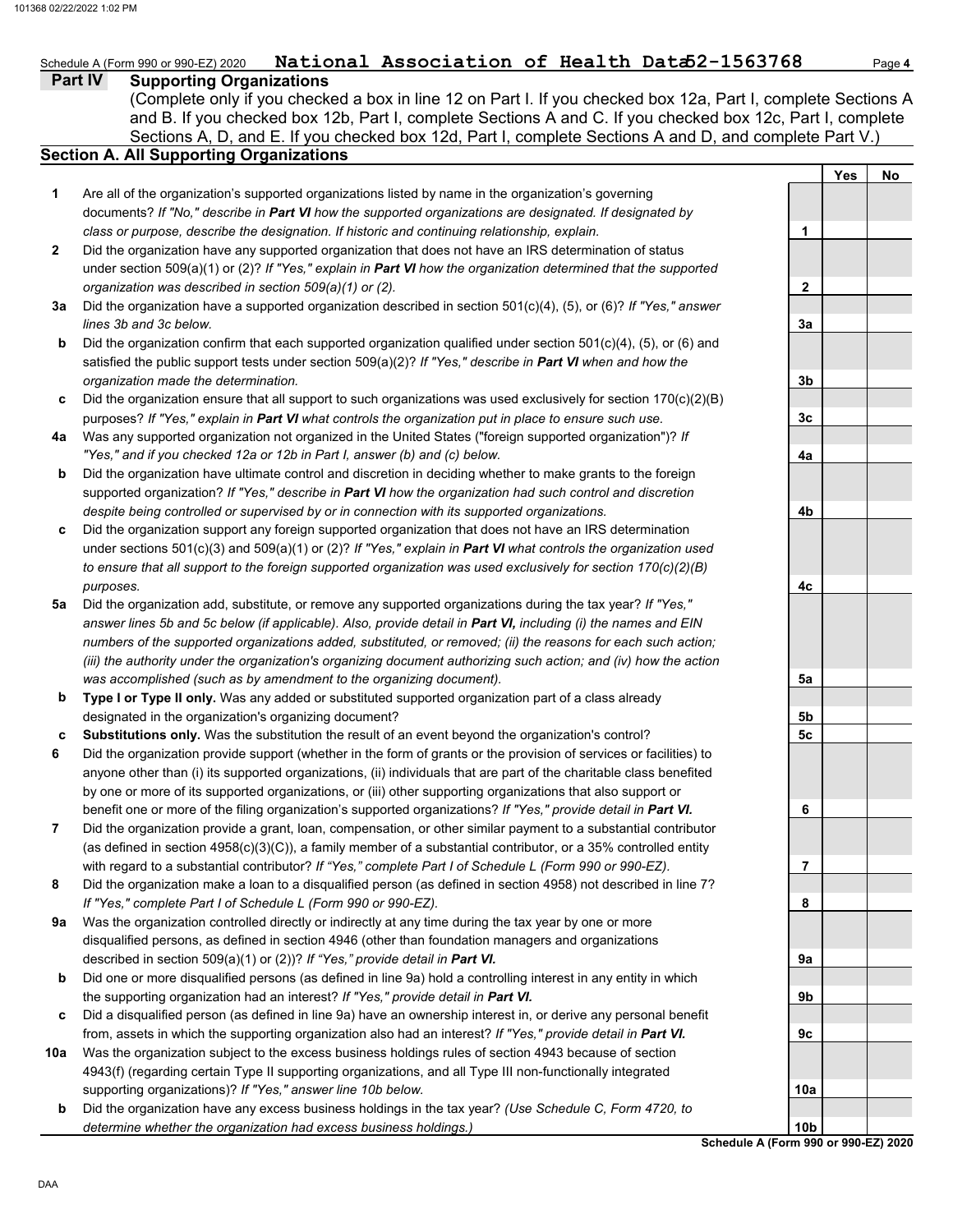Schedule A (Form 990 or 990-EZ) 2020 **National Association of Health Data 52-1563768** Page **4**

## Part IV Supporting Organizations

(Complete only if you checked a box in line 12 on Part I. If you checked box 12a, Part I, complete Sections A and B. If you checked box 12b, Part I, complete Sections A and C. If you checked box 12c, Part I, complete Sections A, D, and E. If you checked box 12d, Part I, complete Sections A and D, and complete Part V.)

### Section A. All Supporting Organizations

| | | | Yes | No |
|---|---|---|---|---|
| **1** | Are all of the organization's supported organizations listed by name in the organization's governing documents? *If "No," describe in **Part VI** how the supported organizations are designated. If designated by class or purpose, describe the designation. If historic and continuing relationship, explain.* | 1 | | |
| **2** | Did the organization have any supported organization that does not have an IRS determination of status under section 509(a)(1) or (2)? *If "Yes," explain in **Part VI** how the organization determined that the supported organization was described in section 509(a)(1) or (2).* | 2 | | |
| **3a** | Did the organization have a supported organization described in section 501(c)(4), (5), or (6)? *If "Yes," answer lines 3b and 3c below.* | 3a | | |
| **b** | Did the organization confirm that each supported organization qualified under section 501(c)(4), (5), or (6) and satisfied the public support tests under section 509(a)(2)? *If "Yes," describe in **Part VI** when and how the organization made the determination.* | 3b | | |
| **c** | Did the organization ensure that all support to such organizations was used exclusively for section 170(c)(2)(B) purposes? *If "Yes," explain in **Part VI** what controls the organization put in place to ensure such use.* | 3c | | |
| **4a** | Was any supported organization not organized in the United States ("foreign supported organization")? *If "Yes," and if you checked 12a or 12b in Part I, answer (b) and (c) below.* | 4a | | |
| **b** | Did the organization have ultimate control and discretion in deciding whether to make grants to the foreign supported organization? *If "Yes," describe in **Part VI** how the organization had such control and discretion despite being controlled or supervised by or in connection with its supported organizations.* | 4b | | |
| **c** | Did the organization support any foreign supported organization that does not have an IRS determination under sections 501(c)(3) and 509(a)(1) or (2)? *If "Yes," explain in **Part VI** what controls the organization used to ensure that all support to the foreign supported organization was used exclusively for section 170(c)(2)(B) purposes.* | 4c | | |
| **5a** | Did the organization add, substitute, or remove any supported organizations during the tax year? *If "Yes," answer lines 5b and 5c below (if applicable). Also, provide detail in **Part VI,** including (i) the names and EIN numbers of the supported organizations added, substituted, or removed; (ii) the reasons for each such action; (iii) the authority under the organization's organizing document authorizing such action; and (iv) how the action was accomplished (such as by amendment to the organizing document).* | 5a | | |
| **b** | **Type I or Type II only.** Was any added or substituted supported organization part of a class already designated in the organization's organizing document? | 5b | | |
| **c** | **Substitutions only.** Was the substitution the result of an event beyond the organization's control? | 5c | | |
| **6** | Did the organization provide support (whether in the form of grants or the provision of services or facilities) to anyone other than (i) its supported organizations, (ii) individuals that are part of the charitable class benefited by one or more of its supported organizations, or (iii) other supporting organizations that also support or benefit one or more of the filing organization's supported organizations? *If "Yes," provide detail in **Part VI.*** | 6 | | |
| **7** | Did the organization provide a grant, loan, compensation, or other similar payment to a substantial contributor (as defined in section 4958(c)(3)(C)), a family member of a substantial contributor, or a 35% controlled entity with regard to a substantial contributor? *If "Yes," complete Part I of Schedule L (Form 990 or 990-EZ).* | 7 | | |
| **8** | Did the organization make a loan to a disqualified person (as defined in section 4958) not described in line 7? *If "Yes," complete Part I of Schedule L (Form 990 or 990-EZ).* | 8 | | |
| **9a** | Was the organization controlled directly or indirectly at any time during the tax year by one or more disqualified persons, as defined in section 4946 (other than foundation managers and organizations described in section 509(a)(1) or (2))? *If "Yes," provide detail in **Part VI.*** | 9a | | |
| **b** | Did one or more disqualified persons (as defined in line 9a) hold a controlling interest in any entity in which the supporting organization had an interest? *If "Yes," provide detail in **Part VI.*** | 9b | | |
| **c** | Did a disqualified person (as defined in line 9a) have an ownership interest in, or derive any personal benefit from, assets in which the supporting organization also had an interest? *If "Yes," provide detail in **Part VI.*** | 9c | | |
| **10a** | Was the organization subject to the excess business holdings rules of section 4943 because of section 4943(f) (regarding certain Type II supporting organizations, and all Type III non-functionally integrated supporting organizations)? *If "Yes," answer line 10b below.* | 10a | | |
| **b** | Did the organization have any excess business holdings in the tax year? *(Use Schedule C, Form 4720, to determine whether the organization had excess business holdings.)* | 10b | | |

**Schedule A (Form 990 or 990-EZ) 2020**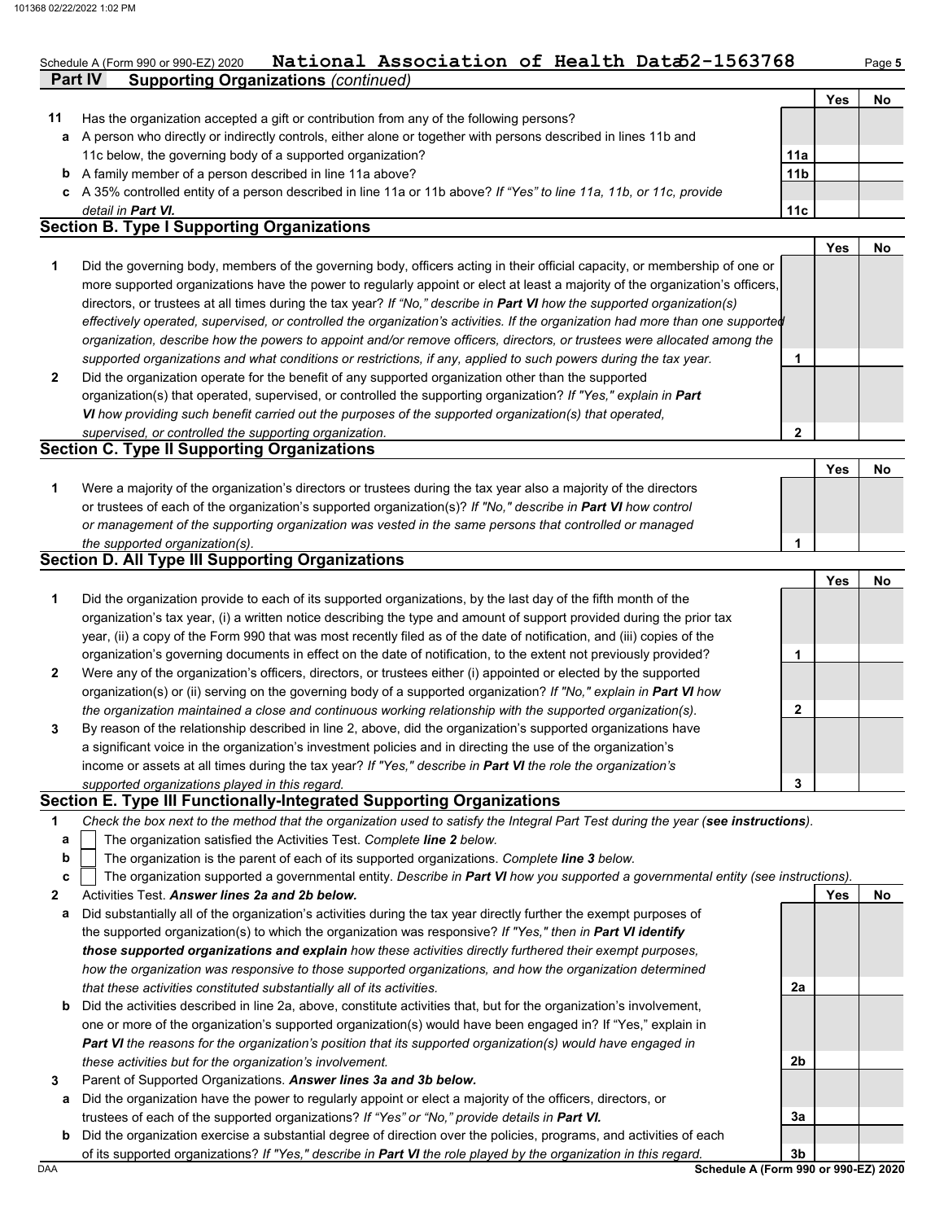Schedule A (Form 990 or 990-EZ) 2020 **National Association of Health Data 52-1563768** Page **5**

**Part IV Supporting Organizations** *(continued)*

| | | | Yes | No |
|---|---|---|---|---|
| **11** | Has the organization accepted a gift or contribution from any of the following persons? | | | |
| **a** | A person who directly or indirectly controls, either alone or together with persons described in lines 11b and 11c below, the governing body of a supported organization? | **11a** | | |
| **b** | A family member of a person described in line 11a above? | **11b** | | |
| **c** | A 35% controlled entity of a person described in line 11a or 11b above? *If "Yes" to line 11a, 11b, or 11c, provide detail in* ***Part VI.*** | **11c** | | |

## Section B. Type I Supporting Organizations

| | | | Yes | No |
|---|---|---|---|---|
| **1** | Did the governing body, members of the governing body, officers acting in their official capacity, or membership of one or more supported organizations have the power to regularly appoint or elect at least a majority of the organization's officers, directors, or trustees at all times during the tax year? *If "No," describe in* ***Part VI*** *how the supported organization(s) effectively operated, supervised, or controlled the organization's activities. If the organization had more than one supported organization, describe how the powers to appoint and/or remove officers, directors, or trustees were allocated among the supported organizations and what conditions or restrictions, if any, applied to such powers during the tax year.* | **1** | | |
| **2** | Did the organization operate for the benefit of any supported organization other than the supported organization(s) that operated, supervised, or controlled the supporting organization? *If "Yes," explain in* ***Part VI*** *how providing such benefit carried out the purposes of the supported organization(s) that operated, supervised, or controlled the supporting organization.* | **2** | | |

## Section C. Type II Supporting Organizations

| | | | Yes | No |
|---|---|---|---|---|
| **1** | Were a majority of the organization's directors or trustees during the tax year also a majority of the directors or trustees of each of the organization's supported organization(s)? *If "No," describe in* ***Part VI*** *how control or management of the supporting organization was vested in the same persons that controlled or managed the supported organization(s).* | **1** | | |

## Section D. All Type III Supporting Organizations

| | | | Yes | No |
|---|---|---|---|---|
| **1** | Did the organization provide to each of its supported organizations, by the last day of the fifth month of the organization's tax year, (i) a written notice describing the type and amount of support provided during the prior tax year, (ii) a copy of the Form 990 that was most recently filed as of the date of notification, and (iii) copies of the organization's governing documents in effect on the date of notification, to the extent not previously provided? | **1** | | |
| **2** | Were any of the organization's officers, directors, or trustees either (i) appointed or elected by the supported organization(s) or (ii) serving on the governing body of a supported organization? *If "No," explain in* ***Part VI*** *how the organization maintained a close and continuous working relationship with the supported organization(s).* | **2** | | |
| **3** | By reason of the relationship described in line 2, above, did the organization's supported organizations have a significant voice in the organization's investment policies and in directing the use of the organization's income or assets at all times during the tax year? *If "Yes," describe in* ***Part VI*** *the role the organization's supported organizations played in this regard.* | **3** | | |

## Section E. Type III Functionally-Integrated Supporting Organizations

**1** *Check the box next to the method that the organization used to satisfy the Integral Part Test during the year (**see instructions**).*

- **a** ☐ The organization satisfied the Activities Test. *Complete **line 2** below.*
- **b** ☐ The organization is the parent of each of its supported organizations. *Complete **line 3** below.*
- **c** ☐ The organization supported a governmental entity. *Describe in **Part VI** how you supported a governmental entity (see instructions).*

| | | | Yes | No |
|---|---|---|---|---|
| **2** | Activities Test. ***Answer lines 2a and 2b below.*** | | | |
| **a** | Did substantially all of the organization's activities during the tax year directly further the exempt purposes of the supported organization(s) to which the organization was responsive? *If "Yes," then in* ***Part VI identify those supported organizations and explain*** *how these activities directly furthered their exempt purposes, how the organization was responsive to those supported organizations, and how the organization determined that these activities constituted substantially all of its activities.* | **2a** | | |
| **b** | Did the activities described in line 2a, above, constitute activities that, but for the organization's involvement, one or more of the organization's supported organization(s) would have been engaged in? If "Yes," explain in ***Part VI*** *the reasons for the organization's position that its supported organization(s) would have engaged in these activities but for the organization's involvement.* | **2b** | | |
| **3** | Parent of Supported Organizations. ***Answer lines 3a and 3b below.*** | | | |
| **a** | Did the organization have the power to regularly appoint or elect a majority of the officers, directors, or trustees of each of the supported organizations? *If "Yes" or "No," provide details in* ***Part VI.*** | **3a** | | |
| **b** | Did the organization exercise a substantial degree of direction over the policies, programs, and activities of each of its supported organizations? *If "Yes," describe in* ***Part VI*** *the role played by the organization in this regard.* | **3b** | | |

DAA **Schedule A (Form 990 or 990-EZ) 2020**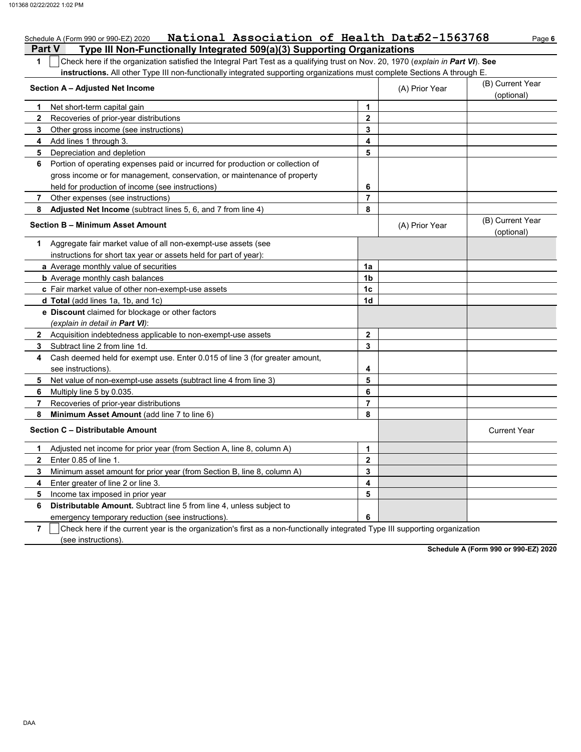Schedule A (Form 990 or 990-EZ) 2020 **National Association of Health Data** 52-1563768

## Part V — Type III Non-Functionally Integrated 509(a)(3) Supporting Organizations

**1** ☐ Check here if the organization satisfied the Integral Part Test as a qualifying trust on Nov. 20, 1970 (*explain in **Part VI***). **See instructions.** All other Type III non-functionally integrated supporting organizations must complete Sections A through E.

| Section A – Adjusted Net Income | | (A) Prior Year | (B) Current Year (optional) |
|---|---|---|---|
| **1** Net short-term capital gain | 1 | | |
| **2** Recoveries of prior-year distributions | 2 | | |
| **3** Other gross income (see instructions) | 3 | | |
| **4** Add lines 1 through 3. | 4 | | |
| **5** Depreciation and depletion | 5 | | |
| **6** Portion of operating expenses paid or incurred for production or collection of gross income or for management, conservation, or maintenance of property held for production of income (see instructions) | 6 | | |
| **7** Other expenses (see instructions) | 7 | | |
| **8** **Adjusted Net Income** (subtract lines 5, 6, and 7 from line 4) | 8 | | |

| Section B – Minimum Asset Amount | | (A) Prior Year | (B) Current Year (optional) |
|---|---|---|---|
| **1** Aggregate fair market value of all non-exempt-use assets (see instructions for short tax year or assets held for part of year): | | | |
| **a** Average monthly value of securities | 1a | | |
| **b** Average monthly cash balances | 1b | | |
| **c** Fair market value of other non-exempt-use assets | 1c | | |
| **d** **Total** (add lines 1a, 1b, and 1c) | 1d | | |
| **e** **Discount** claimed for blockage or other factors (*explain in detail in **Part VI***): | | | |
| **2** Acquisition indebtedness applicable to non-exempt-use assets | 2 | | |
| **3** Subtract line 2 from line 1d. | 3 | | |
| **4** Cash deemed held for exempt use. Enter 0.015 of line 3 (for greater amount, see instructions). | 4 | | |
| **5** Net value of non-exempt-use assets (subtract line 4 from line 3) | 5 | | |
| **6** Multiply line 5 by 0.035. | 6 | | |
| **7** Recoveries of prior-year distributions | 7 | | |
| **8** **Minimum Asset Amount** (add line 7 to line 6) | 8 | | |

| Section C – Distributable Amount | | | Current Year |
|---|---|---|---|
| **1** Adjusted net income for prior year (from Section A, line 8, column A) | 1 | | |
| **2** Enter 0.85 of line 1. | 2 | | |
| **3** Minimum asset amount for prior year (from Section B, line 8, column A) | 3 | | |
| **4** Enter greater of line 2 or line 3. | 4 | | |
| **5** Income tax imposed in prior year | 5 | | |
| **6** **Distributable Amount.** Subtract line 5 from line 4, unless subject to emergency temporary reduction (see instructions). | 6 | | |

**7** ☐ Check here if the current year is the organization's first as a non-functionally integrated Type III supporting organization (see instructions).

**Schedule A (Form 990 or 990-EZ) 2020**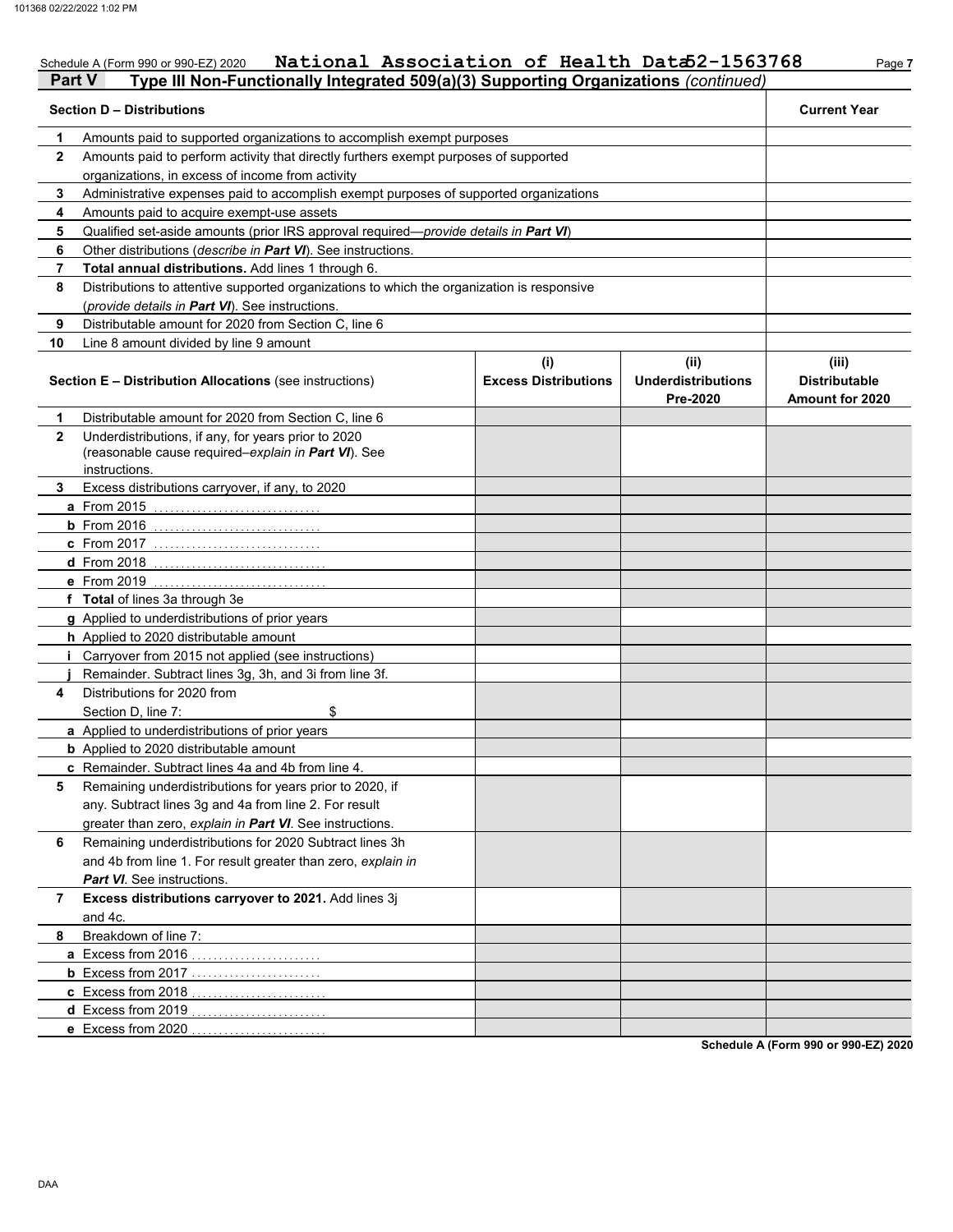Schedule A (Form 990 or 990-EZ) 2020 **National Association of Health Data** 52-1563768

## Part V Type III Non-Functionally Integrated 509(a)(3) Supporting Organizations *(continued)*

| | Section D – Distributions | Current Year |
|---|---|---|
| 1 | Amounts paid to supported organizations to accomplish exempt purposes | |
| 2 | Amounts paid to perform activity that directly furthers exempt purposes of supported organizations, in excess of income from activity | |
| 3 | Administrative expenses paid to accomplish exempt purposes of supported organizations | |
| 4 | Amounts paid to acquire exempt-use assets | |
| 5 | Qualified set-aside amounts (prior IRS approval required—*provide details in **Part VI***) | |
| 6 | Other distributions (*describe in **Part VI***). See instructions. | |
| 7 | **Total annual distributions.** Add lines 1 through 6. | |
| 8 | Distributions to attentive supported organizations to which the organization is responsive (*provide details in **Part VI***). See instructions. | |
| 9 | Distributable amount for 2020 from Section C, line 6 | |
| 10 | Line 8 amount divided by line 9 amount | |

| | Section E – Distribution Allocations (see instructions) | (i) Excess Distributions | (ii) Underdistributions Pre-2020 | (iii) Distributable Amount for 2020 |
|---|---|---|---|---|
| 1 | Distributable amount for 2020 from Section C, line 6 | | | |
| 2 | Underdistributions, if any, for years prior to 2020 (reasonable cause required–*explain in **Part VI***). See instructions. | | | |
| 3 | Excess distributions carryover, if any, to 2020 | | | |
| a | From 2015 | | | |
| b | From 2016 | | | |
| c | From 2017 | | | |
| d | From 2018 | | | |
| e | From 2019 | | | |
| f | **Total** of lines 3a through 3e | | | |
| g | Applied to underdistributions of prior years | | | |
| h | Applied to 2020 distributable amount | | | |
| i | Carryover from 2015 not applied (see instructions) | | | |
| j | Remainder. Subtract lines 3g, 3h, and 3i from line 3f. | | | |
| 4 | Distributions for 2020 from Section D, line 7: $ | | | |
| a | Applied to underdistributions of prior years | | | |
| b | Applied to 2020 distributable amount | | | |
| c | Remainder. Subtract lines 4a and 4b from line 4. | | | |
| 5 | Remaining underdistributions for years prior to 2020, if any. Subtract lines 3g and 4a from line 2. For result greater than zero, *explain in **Part VI***. See instructions. | | | |
| 6 | Remaining underdistributions for 2020 Subtract lines 3h and 4b from line 1. For result greater than zero, *explain in **Part VI***. See instructions. | | | |
| 7 | **Excess distributions carryover to 2021.** Add lines 3j and 4c. | | | |
| 8 | Breakdown of line 7: | | | |
| a | Excess from 2016 | | | |
| b | Excess from 2017 | | | |
| c | Excess from 2018 | | | |
| d | Excess from 2019 | | | |
| e | Excess from 2020 | | | |

Schedule A (Form 990 or 990-EZ) 2020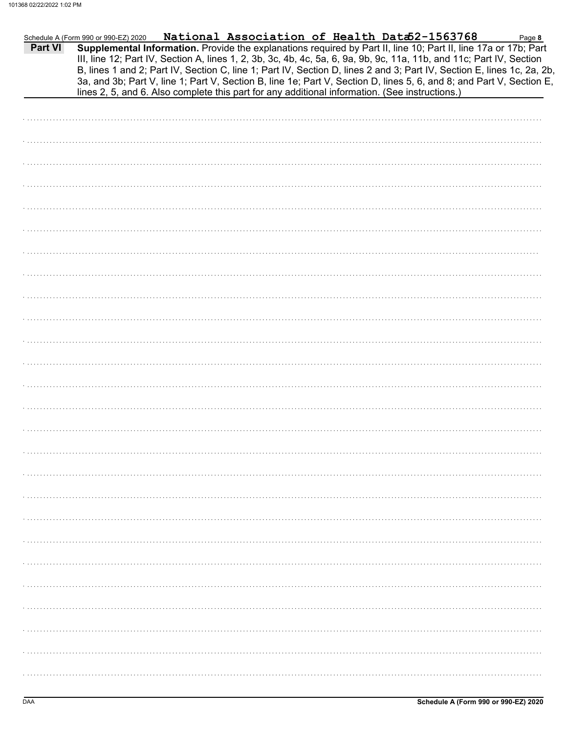Schedule A (Form 990 or 990-EZ) 2020 **National Association of Health Data 52-1563768** Page **8**

**Part VI** **Supplemental Information.** Provide the explanations required by Part II, line 10; Part II, line 17a or 17b; Part III, line 12; Part IV, Section A, lines 1, 2, 3b, 3c, 4b, 4c, 5a, 6, 9a, 9b, 9c, 11a, 11b, and 11c; Part IV, Section B, lines 1 and 2; Part IV, Section C, line 1; Part IV, Section D, lines 2 and 3; Part IV, Section E, lines 1c, 2a, 2b, 3a, and 3b; Part V, line 1; Part V, Section B, line 1e; Part V, Section D, lines 5, 6, and 8; and Part V, Section E, lines 2, 5, and 6. Also complete this part for any additional information. (See instructions.)

DAA **Schedule A (Form 990 or 990-EZ) 2020**